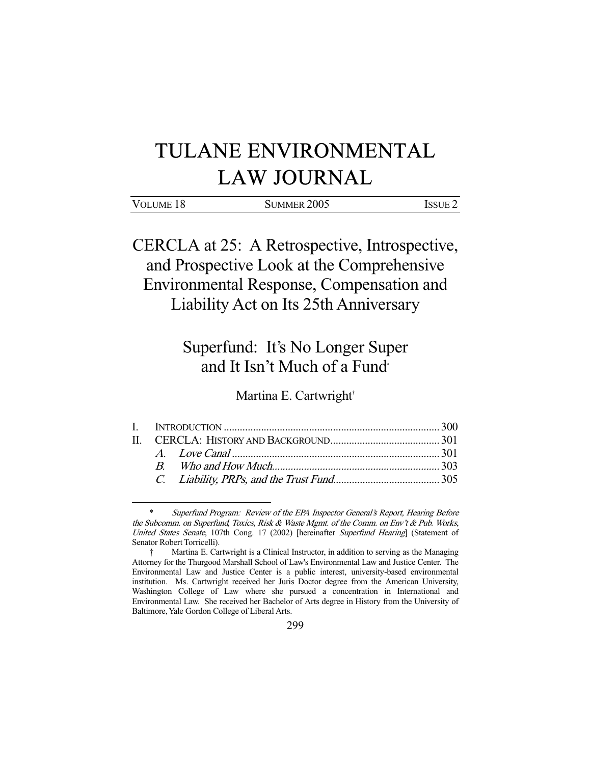# TULANE ENVIRONMENTAL LAW JOURNAL

| VOLUME 18 | SUMMER 2005 | ISSUE 2 |
|---|---|---|

## CERCLA at 25: A Retrospective, Introspective, and Prospective Look at the Comprehensive Environmental Response, Compensation and Liability Act on Its 25th Anniversary

## Superfund: It's No Longer Super and It Isn't Much of a Fund*

Martina E. Cartwright†

I. INTRODUCTION ........................................................................... 300
II. CERCLA: HISTORY AND BACKGROUND ......................................... 301
  A. *Love Canal* ............................................................................ 301
  B. *Who and How Much* ............................................................... 303
  C. *Liability, PRPs, and the Trust Fund* ........................................ 305

---

\* *Superfund Program: Review of the EPA Inspector General's Report, Hearing Before the Subcomm. on Superfund, Toxics, Risk & Waste Mgmt. of the Comm. on Env't & Pub. Works, United States Senate*, 107th Cong. 17 (2002) [hereinafter *Superfund Hearing*] (Statement of Senator Robert Torricelli).

† Martina E. Cartwright is a Clinical Instructor, in addition to serving as the Managing Attorney for the Thurgood Marshall School of Law's Environmental Law and Justice Center. The Environmental Law and Justice Center is a public interest, university-based environmental institution. Ms. Cartwright received her Juris Doctor degree from the American University, Washington College of Law where she pursued a concentration in International and Environmental Law. She received her Bachelor of Arts degree in History from the University of Baltimore, Yale Gordon College of Liberal Arts.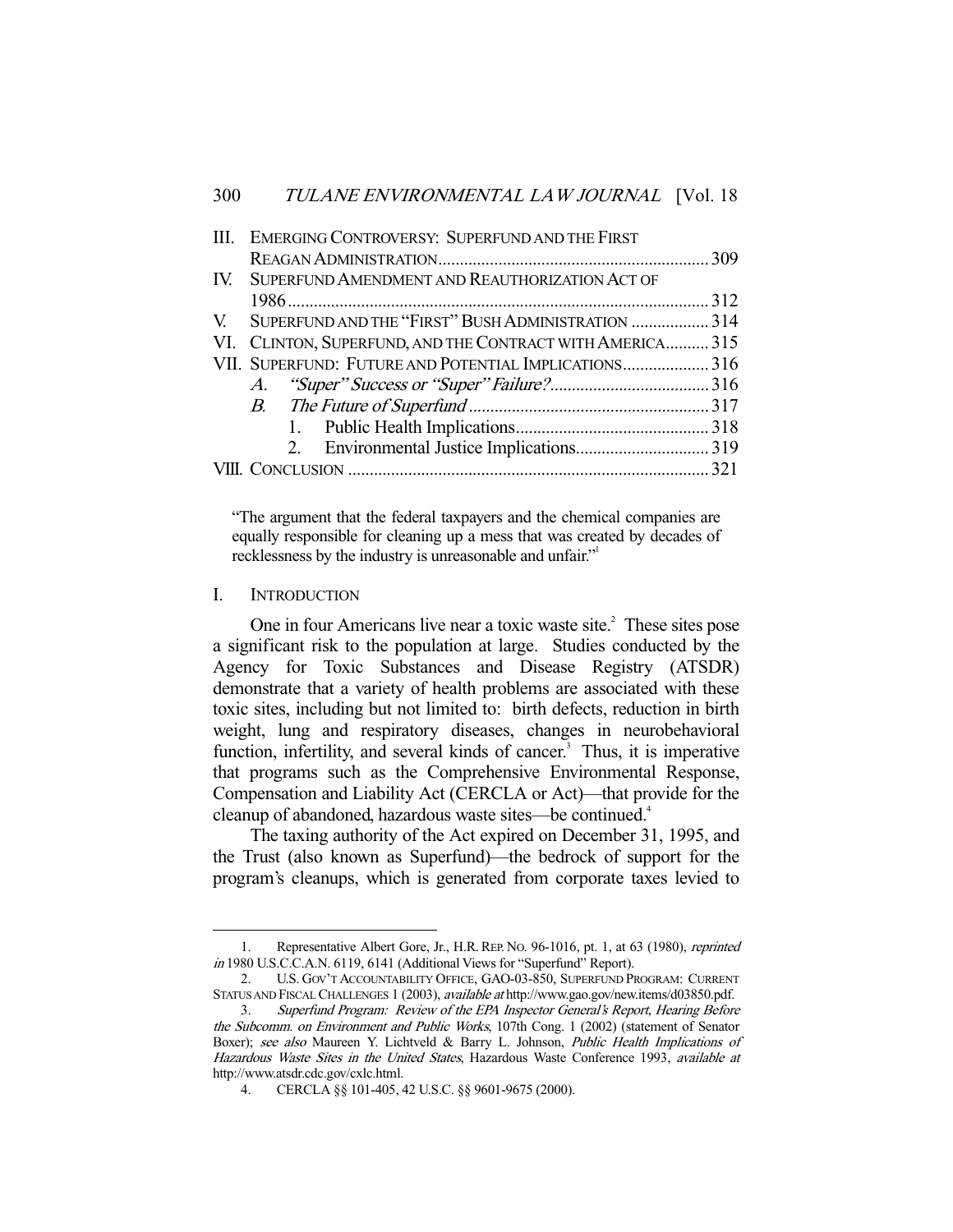| | | |
|---|---|---|
| III. | EMERGING CONTROVERSY: SUPERFUND AND THE FIRST REAGAN ADMINISTRATION | 309 |
| IV. | SUPERFUND AMENDMENT AND REAUTHORIZATION ACT OF 1986 | 312 |
| V. | SUPERFUND AND THE "FIRST" BUSH ADMINISTRATION | 314 |
| VI. | CLINTON, SUPERFUND, AND THE CONTRACT WITH AMERICA | 315 |
| VII. | SUPERFUND: FUTURE AND POTENTIAL IMPLICATIONS | 316 |
| | *A. "Super" Success or "Super" Failure?* | 316 |
| | *B. The Future of Superfund* | 317 |
| | 1. Public Health Implications | 318 |
| | 2. Environmental Justice Implications | 319 |
| VIII. | CONCLUSION | 321 |

> "The argument that the federal taxpayers and the chemical companies are equally responsible for cleaning up a mess that was created by decades of recklessness by the industry is unreasonable and unfair."[1]

## I. INTRODUCTION

One in four Americans live near a toxic waste site.[2] These sites pose a significant risk to the population at large. Studies conducted by the Agency for Toxic Substances and Disease Registry (ATSDR) demonstrate that a variety of health problems are associated with these toxic sites, including but not limited to: birth defects, reduction in birth weight, lung and respiratory diseases, changes in neurobehavioral function, infertility, and several kinds of cancer.[3] Thus, it is imperative that programs such as the Comprehensive Environmental Response, Compensation and Liability Act (CERCLA or Act)—that provide for the cleanup of abandoned, hazardous waste sites—be continued.[4]

The taxing authority of the Act expired on December 31, 1995, and the Trust (also known as Superfund)—the bedrock of support for the program's cleanups, which is generated from corporate taxes levied to

---

1. Representative Albert Gore, Jr., H.R. REP. NO. 96-1016, pt. 1, at 63 (1980), *reprinted in* 1980 U.S.C.C.A.N. 6119, 6141 (Additional Views for "Superfund" Report).

2. U.S. GOV'T ACCOUNTABILITY OFFICE, GAO-03-850, SUPERFUND PROGRAM: CURRENT STATUS AND FISCAL CHALLENGES 1 (2003), *available at* http://www.gao.gov/new.items/d03850.pdf.

3. *Superfund Program: Review of the EPA Inspector General's Report, Hearing Before the Subcomm. on Environment and Public Works*, 107th Cong. 1 (2002) (statement of Senator Boxer); *see also* Maureen Y. Lichtveld & Barry L. Johnson, *Public Health Implications of Hazardous Waste Sites in the United States*, Hazardous Waste Conference 1993, *available at* http://www.atsdr.cdc.gov/cxlc.html.

4. CERCLA §§ 101-405, 42 U.S.C. §§ 9601-9675 (2000).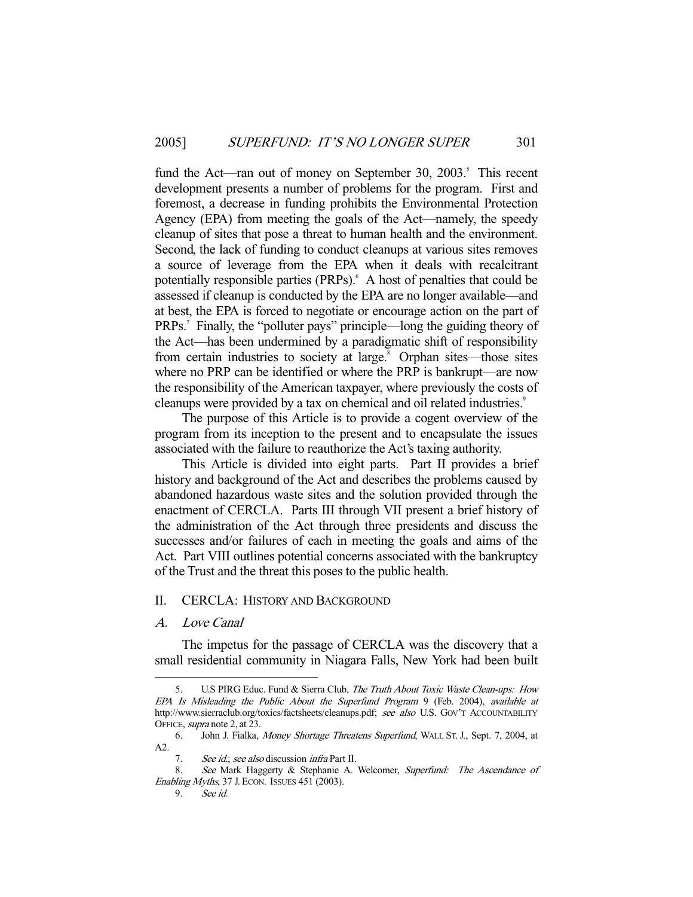fund the Act—ran out of money on September 30, 2003.[5] This recent development presents a number of problems for the program. First and foremost, a decrease in funding prohibits the Environmental Protection Agency (EPA) from meeting the goals of the Act—namely, the speedy cleanup of sites that pose a threat to human health and the environment. Second, the lack of funding to conduct cleanups at various sites removes a source of leverage from the EPA when it deals with recalcitrant potentially responsible parties (PRPs).[6] A host of penalties that could be assessed if cleanup is conducted by the EPA are no longer available—and at best, the EPA is forced to negotiate or encourage action on the part of PRPs.[7] Finally, the "polluter pays" principle—long the guiding theory of the Act—has been undermined by a paradigmatic shift of responsibility from certain industries to society at large.[8] Orphan sites—those sites where no PRP can be identified or where the PRP is bankrupt—are now the responsibility of the American taxpayer, where previously the costs of cleanups were provided by a tax on chemical and oil related industries.[9]

The purpose of this Article is to provide a cogent overview of the program from its inception to the present and to encapsulate the issues associated with the failure to reauthorize the Act's taxing authority.

This Article is divided into eight parts. Part II provides a brief history and background of the Act and describes the problems caused by abandoned hazardous waste sites and the solution provided through the enactment of CERCLA. Parts III through VII present a brief history of the administration of the Act through three presidents and discuss the successes and/or failures of each in meeting the goals and aims of the Act. Part VIII outlines potential concerns associated with the bankruptcy of the Trust and the threat this poses to the public health.

## II. CERCLA: HISTORY AND BACKGROUND

### *A. Love Canal*

The impetus for the passage of CERCLA was the discovery that a small residential community in Niagara Falls, New York had been built

---

5. U.S PIRG Educ. Fund & Sierra Club, *The Truth About Toxic Waste Clean-ups: How EPA Is Misleading the Public About the Superfund Program* 9 (Feb. 2004), *available at* http://www.sierraclub.org/toxics/factsheets/cleanups.pdf; *see also* U.S. GOV'T ACCOUNTABILITY OFFICE, *supra* note 2, at 23.

6. John J. Fialka, *Money Shortage Threatens Superfund*, WALL ST. J., Sept. 7, 2004, at A2.

7. *See id.*; *see also* discussion *infra* Part II.

8. *See* Mark Haggerty & Stephanie A. Welcomer, *Superfund: The Ascendance of Enabling Myths*, 37 J. ECON. ISSUES 451 (2003).

9. *See id.*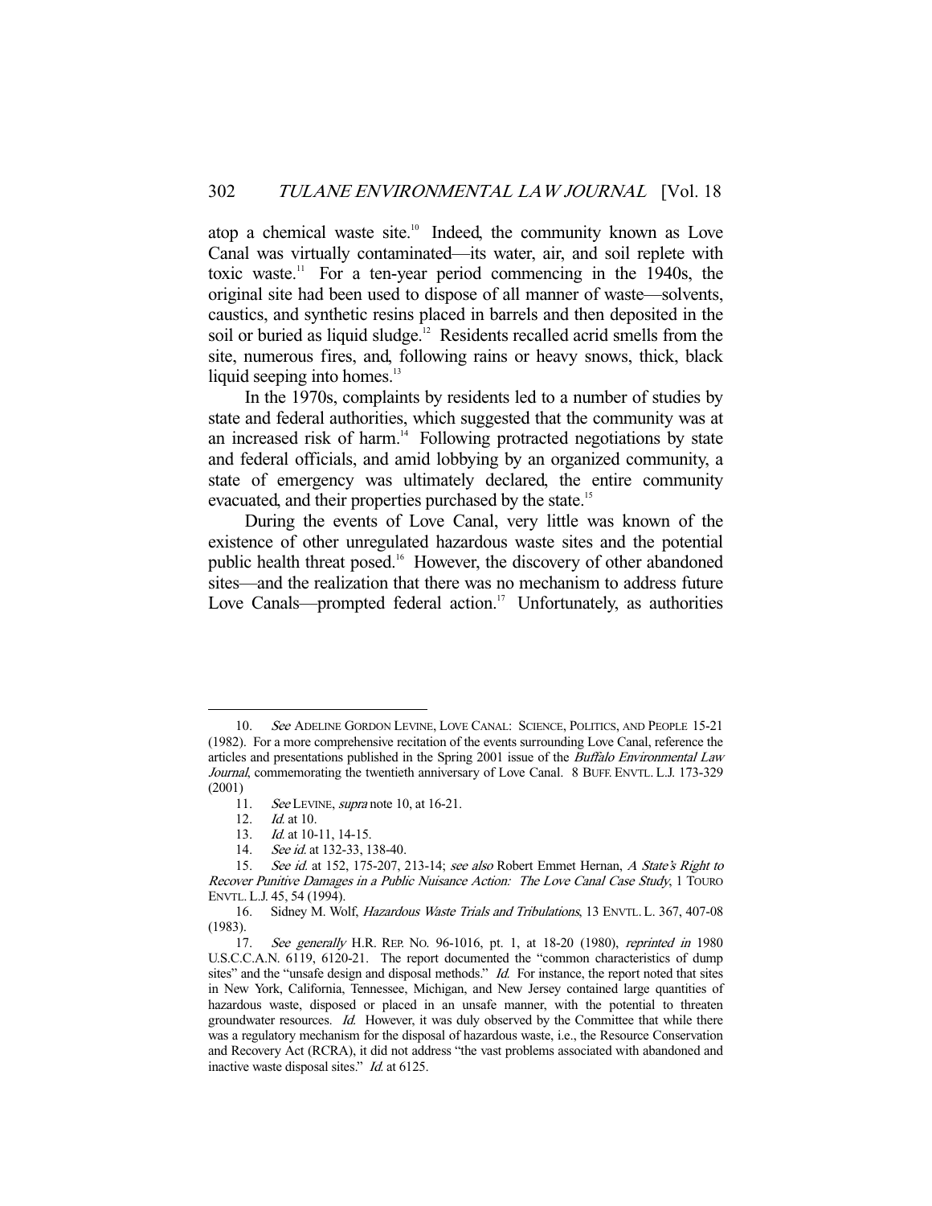atop a chemical waste site.[10] Indeed, the community known as Love Canal was virtually contaminated—its water, air, and soil replete with toxic waste.[11] For a ten-year period commencing in the 1940s, the original site had been used to dispose of all manner of waste—solvents, caustics, and synthetic resins placed in barrels and then deposited in the soil or buried as liquid sludge.[12] Residents recalled acrid smells from the site, numerous fires, and, following rains or heavy snows, thick, black liquid seeping into homes.[13]

In the 1970s, complaints by residents led to a number of studies by state and federal authorities, which suggested that the community was at an increased risk of harm.[14] Following protracted negotiations by state and federal officials, and amid lobbying by an organized community, a state of emergency was ultimately declared, the entire community evacuated, and their properties purchased by the state.[15]

During the events of Love Canal, very little was known of the existence of other unregulated hazardous waste sites and the potential public health threat posed.[16] However, the discovery of other abandoned sites—and the realization that there was no mechanism to address future Love Canals—prompted federal action.[17] Unfortunately, as authorities

---

10. *See* ADELINE GORDON LEVINE, LOVE CANAL: SCIENCE, POLITICS, AND PEOPLE 15-21 (1982). For a more comprehensive recitation of the events surrounding Love Canal, reference the articles and presentations published in the Spring 2001 issue of the *Buffalo Environmental Law Journal*, commemorating the twentieth anniversary of Love Canal. 8 BUFF. ENVTL. L.J. 173-329 (2001)

11. *See* LEVINE, *supra* note 10, at 16-21.

12. *Id.* at 10.

13. *Id.* at 10-11, 14-15.

14. *See id.* at 132-33, 138-40.

15. *See id.* at 152, 175-207, 213-14; *see also* Robert Emmet Hernan, *A State's Right to Recover Punitive Damages in a Public Nuisance Action: The Love Canal Case Study*, 1 TOURO ENVTL. L.J. 45, 54 (1994).

16. Sidney M. Wolf, *Hazardous Waste Trials and Tribulations*, 13 ENVTL. L. 367, 407-08 (1983).

17. *See generally* H.R. REP. NO. 96-1016, pt. 1, at 18-20 (1980), *reprinted in* 1980 U.S.C.C.A.N. 6119, 6120-21. The report documented the "common characteristics of dump sites" and the "unsafe design and disposal methods." *Id.* For instance, the report noted that sites in New York, California, Tennessee, Michigan, and New Jersey contained large quantities of hazardous waste, disposed or placed in an unsafe manner, with the potential to threaten groundwater resources. *Id.* However, it was duly observed by the Committee that while there was a regulatory mechanism for the disposal of hazardous waste, i.e., the Resource Conservation and Recovery Act (RCRA), it did not address "the vast problems associated with abandoned and inactive waste disposal sites." *Id.* at 6125.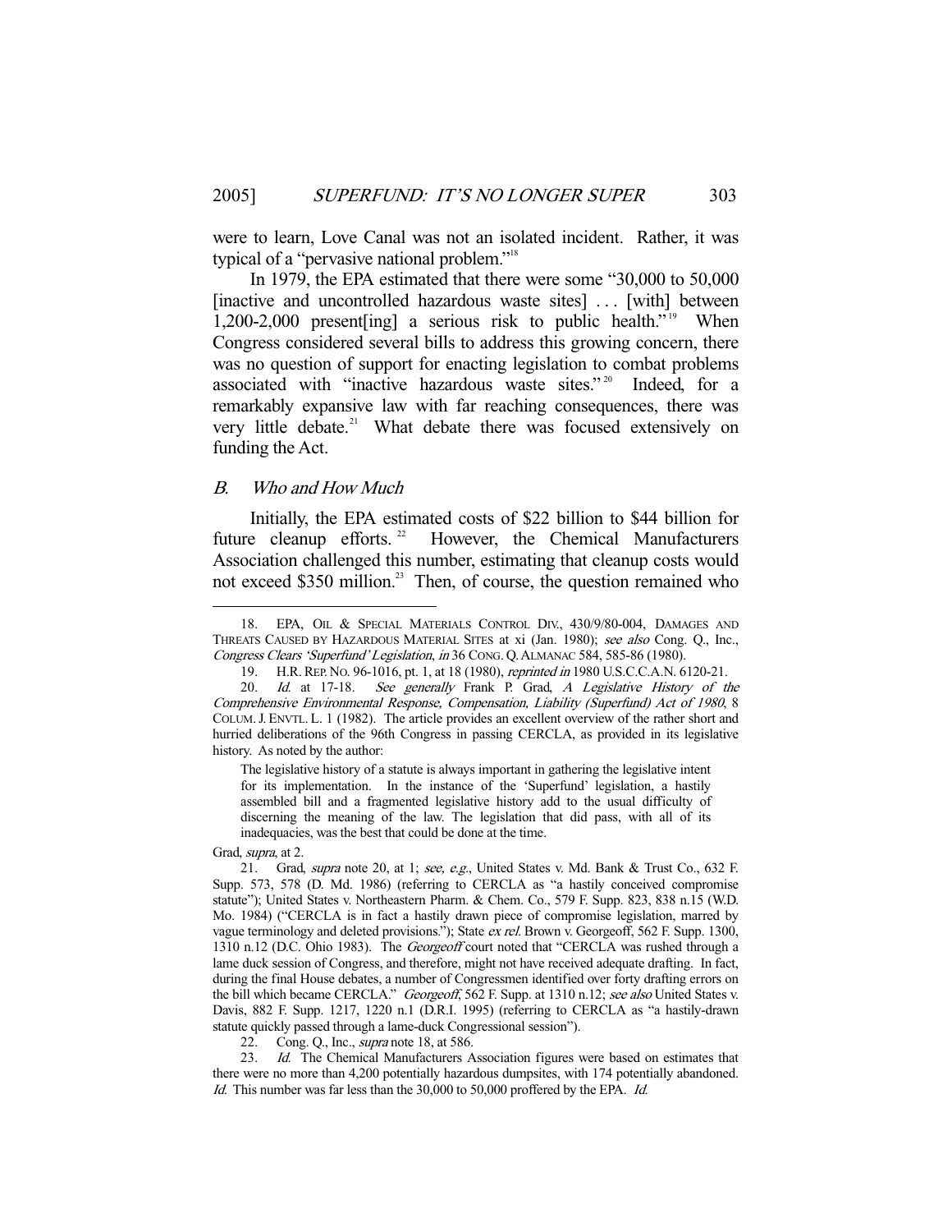were to learn, Love Canal was not an isolated incident. Rather, it was typical of a "pervasive national problem."[18]

In 1979, the EPA estimated that there were some "30,000 to 50,000 [inactive and uncontrolled hazardous waste sites] . . . [with] between 1,200-2,000 present[ing] a serious risk to public health."[19] When Congress considered several bills to address this growing concern, there was no question of support for enacting legislation to combat problems associated with "inactive hazardous waste sites."[20] Indeed, for a remarkably expansive law with far reaching consequences, there was very little debate.[21] What debate there was focused extensively on funding the Act.

### *B. Who and How Much*

Initially, the EPA estimated costs of $22 billion to $44 billion for future cleanup efforts.[22] However, the Chemical Manufacturers Association challenged this number, estimating that cleanup costs would not exceed $350 million.[23] Then, of course, the question remained who

---

18. EPA, OIL & SPECIAL MATERIALS CONTROL DIV., 430/9/80-004, DAMAGES AND THREATS CAUSED BY HAZARDOUS MATERIAL SITES at xi (Jan. 1980); *see also* Cong. Q., Inc., *Congress Clears 'Superfund' Legislation*, *in* 36 CONG. Q. ALMANAC 584, 585-86 (1980).

19. H.R. REP. NO. 96-1016, pt. 1, at 18 (1980), *reprinted in* 1980 U.S.C.C.A.N. 6120-21.

20. *Id.* at 17-18. *See generally* Frank P. Grad, *A Legislative History of the Comprehensive Environmental Response, Compensation, Liability (Superfund) Act of 1980*, 8 COLUM. J. ENVTL. L. 1 (1982). The article provides an excellent overview of the rather short and hurried deliberations of the 96th Congress in passing CERCLA, as provided in its legislative history. As noted by the author:

> The legislative history of a statute is always important in gathering the legislative intent for its implementation. In the instance of the 'Superfund' legislation, a hastily assembled bill and a fragmented legislative history add to the usual difficulty of discerning the meaning of the law. The legislation that did pass, with all of its inadequacies, was the best that could be done at the time.

Grad, *supra*, at 2.

21. Grad, *supra* note 20, at 1; *see, e.g.*, United States v. Md. Bank & Trust Co., 632 F. Supp. 573, 578 (D. Md. 1986) (referring to CERCLA as "a hastily conceived compromise statute"); United States v. Northeastern Pharm. & Chem. Co., 579 F. Supp. 823, 838 n.15 (W.D. Mo. 1984) ("CERCLA is in fact a hastily drawn piece of compromise legislation, marred by vague terminology and deleted provisions."); State *ex rel.* Brown v. Georgeoff, 562 F. Supp. 1300, 1310 n.12 (D.C. Ohio 1983). The *Georgeoff* court noted that "CERCLA was rushed through a lame duck session of Congress, and therefore, might not have received adequate drafting. In fact, during the final House debates, a number of Congressmen identified over forty drafting errors on the bill which became CERCLA." *Georgeoff*, 562 F. Supp. at 1310 n.12; *see also* United States v. Davis, 882 F. Supp. 1217, 1220 n.1 (D.R.I. 1995) (referring to CERCLA as "a hastily-drawn statute quickly passed through a lame-duck Congressional session").

22. Cong. Q., Inc., *supra* note 18, at 586.

23. *Id.* The Chemical Manufacturers Association figures were based on estimates that there were no more than 4,200 potentially hazardous dumpsites, with 174 potentially abandoned. *Id.* This number was far less than the 30,000 to 50,000 proffered by the EPA. *Id.*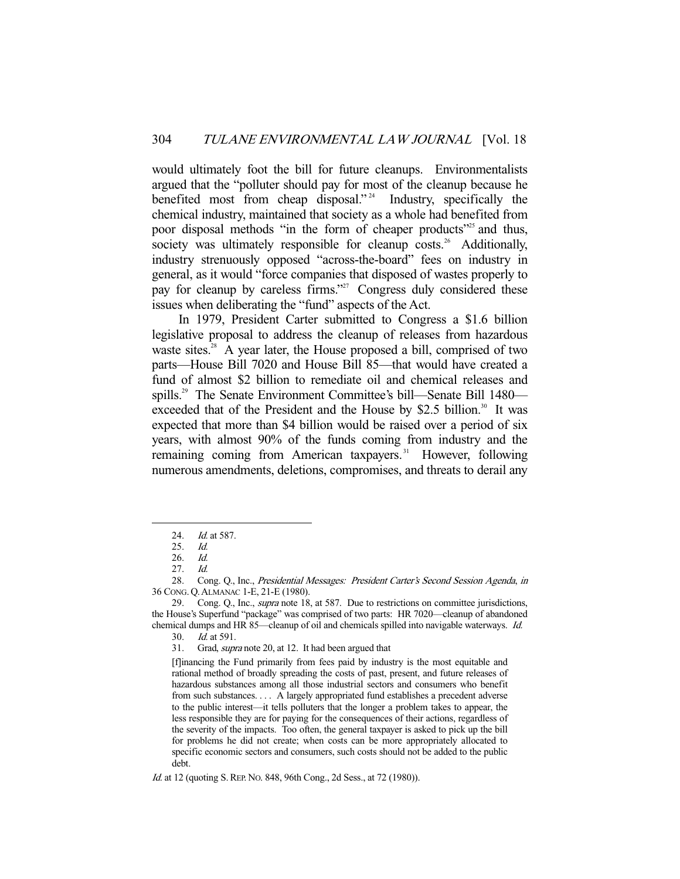would ultimately foot the bill for future cleanups. Environmentalists argued that the "polluter should pay for most of the cleanup because he benefited most from cheap disposal."[24] Industry, specifically the chemical industry, maintained that society as a whole had benefited from poor disposal methods "in the form of cheaper products"[25] and thus, society was ultimately responsible for cleanup costs.[26] Additionally, industry strenuously opposed "across-the-board" fees on industry in general, as it would "force companies that disposed of wastes properly to pay for cleanup by careless firms."[27] Congress duly considered these issues when deliberating the "fund" aspects of the Act.

In 1979, President Carter submitted to Congress a \$1.6 billion legislative proposal to address the cleanup of releases from hazardous waste sites.[28] A year later, the House proposed a bill, comprised of two parts—House Bill 7020 and House Bill 85—that would have created a fund of almost \$2 billion to remediate oil and chemical releases and spills.[29] The Senate Environment Committee's bill—Senate Bill 1480—exceeded that of the President and the House by \$2.5 billion.[30] It was expected that more than \$4 billion would be raised over a period of six years, with almost 90% of the funds coming from industry and the remaining coming from American taxpayers.[31] However, following numerous amendments, deletions, compromises, and threats to derail any

---

24. *Id.* at 587.

25. *Id.*

26. *Id.*

27. *Id.*

28. Cong. Q., Inc., *Presidential Messages: President Carter's Second Session Agenda*, *in* 36 CONG. Q. ALMANAC 1-E, 21-E (1980).

29. Cong. Q., Inc., *supra* note 18, at 587. Due to restrictions on committee jurisdictions, the House's Superfund "package" was comprised of two parts: HR 7020—cleanup of abandoned chemical dumps and HR 85—cleanup of oil and chemicals spilled into navigable waterways. *Id.*

30. *Id.* at 591.

31. Grad, *supra* note 20, at 12. It had been argued that

> [f]inancing the Fund primarily from fees paid by industry is the most equitable and rational method of broadly spreading the costs of past, present, and future releases of hazardous substances among all those industrial sectors and consumers who benefit from such substances. . . . A largely appropriated fund establishes a precedent adverse to the public interest—it tells polluters that the longer a problem takes to appear, the less responsible they are for paying for the consequences of their actions, regardless of the severity of the impacts. Too often, the general taxpayer is asked to pick up the bill for problems he did not create; when costs can be more appropriately allocated to specific economic sectors and consumers, such costs should not be added to the public debt.

*Id.* at 12 (quoting S. REP. NO. 848, 96th Cong., 2d Sess., at 72 (1980)).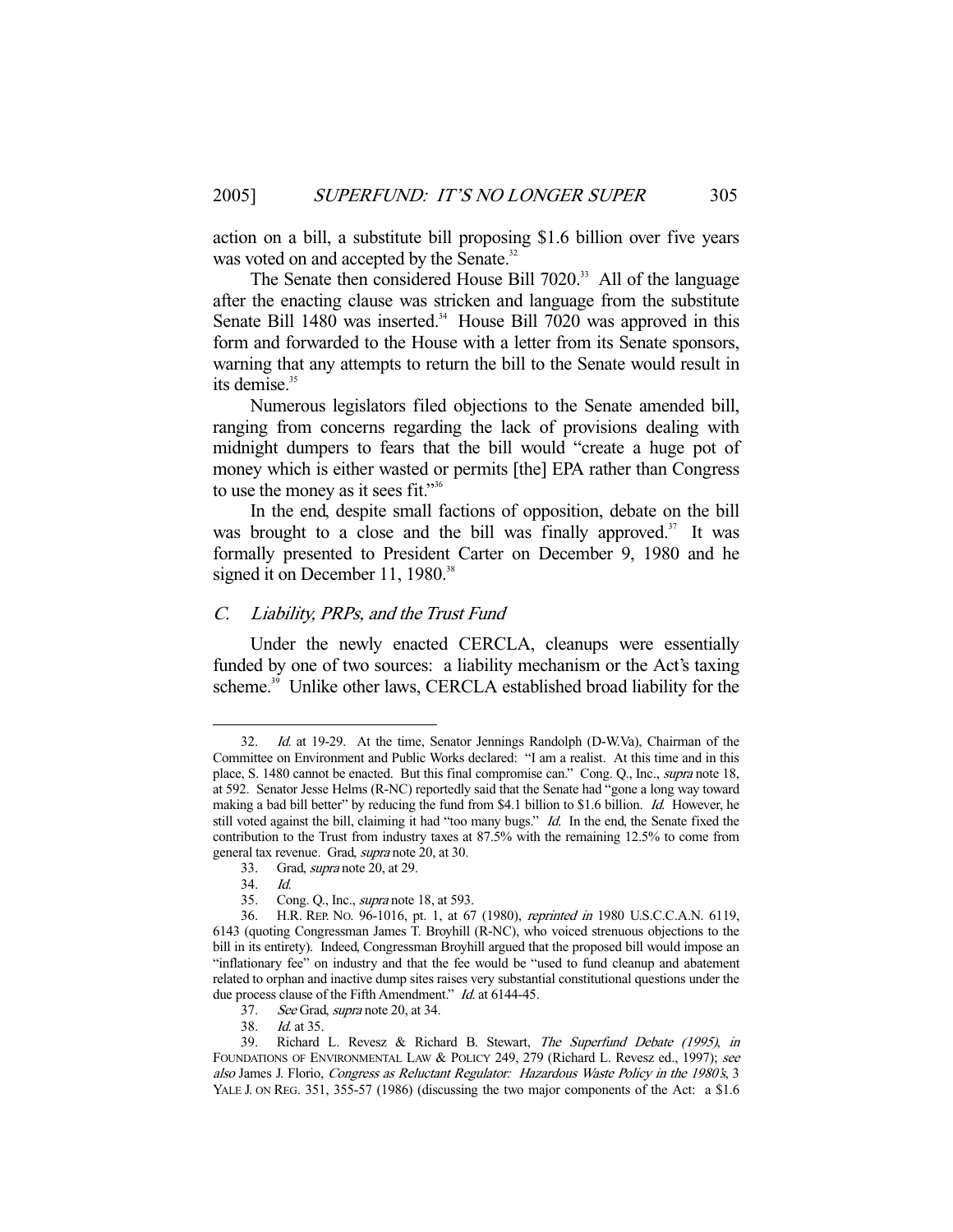action on a bill, a substitute bill proposing $1.6 billion over five years was voted on and accepted by the Senate.[32]

The Senate then considered House Bill 7020.[33] All of the language after the enacting clause was stricken and language from the substitute Senate Bill 1480 was inserted.[34] House Bill 7020 was approved in this form and forwarded to the House with a letter from its Senate sponsors, warning that any attempts to return the bill to the Senate would result in its demise.[35]

Numerous legislators filed objections to the Senate amended bill, ranging from concerns regarding the lack of provisions dealing with midnight dumpers to fears that the bill would "create a huge pot of money which is either wasted or permits [the] EPA rather than Congress to use the money as it sees fit."[36]

In the end, despite small factions of opposition, debate on the bill was brought to a close and the bill was finally approved.[37] It was formally presented to President Carter on December 9, 1980 and he signed it on December 11, 1980.[38]

### *C. Liability, PRPs, and the Trust Fund*

Under the newly enacted CERCLA, cleanups were essentially funded by one of two sources: a liability mechanism or the Act's taxing scheme.[39] Unlike other laws, CERCLA established broad liability for the

---

32. *Id.* at 19-29. At the time, Senator Jennings Randolph (D-W.Va), Chairman of the Committee on Environment and Public Works declared: "I am a realist. At this time and in this place, S. 1480 cannot be enacted. But this final compromise can." Cong. Q., Inc., *supra* note 18, at 592. Senator Jesse Helms (R-NC) reportedly said that the Senate had "gone a long way toward making a bad bill better" by reducing the fund from $4.1 billion to $1.6 billion. *Id.* However, he still voted against the bill, claiming it had "too many bugs." *Id.* In the end, the Senate fixed the contribution to the Trust from industry taxes at 87.5% with the remaining 12.5% to come from general tax revenue. Grad, *supra* note 20, at 30.

33. Grad, *supra* note 20, at 29.

34. *Id.*

35. Cong. Q., Inc., *supra* note 18, at 593.

36. H.R. REP. NO. 96-1016, pt. 1, at 67 (1980), *reprinted in* 1980 U.S.C.C.A.N. 6119, 6143 (quoting Congressman James T. Broyhill (R-NC), who voiced strenuous objections to the bill in its entirety). Indeed, Congressman Broyhill argued that the proposed bill would impose an "inflationary fee" on industry and that the fee would be "used to fund cleanup and abatement related to orphan and inactive dump sites raises very substantial constitutional questions under the due process clause of the Fifth Amendment." *Id.* at 6144-45.

37. *See* Grad, *supra* note 20, at 34.

38. *Id.* at 35.

39. Richard L. Revesz & Richard B. Stewart, *The Superfund Debate (1995)*, *in* FOUNDATIONS OF ENVIRONMENTAL LAW & POLICY 249, 279 (Richard L. Revesz ed., 1997); *see also* James J. Florio, *Congress as Reluctant Regulator: Hazardous Waste Policy in the 1980's*, 3 YALE J. ON REG. 351, 355-57 (1986) (discussing the two major components of the Act: a $1.6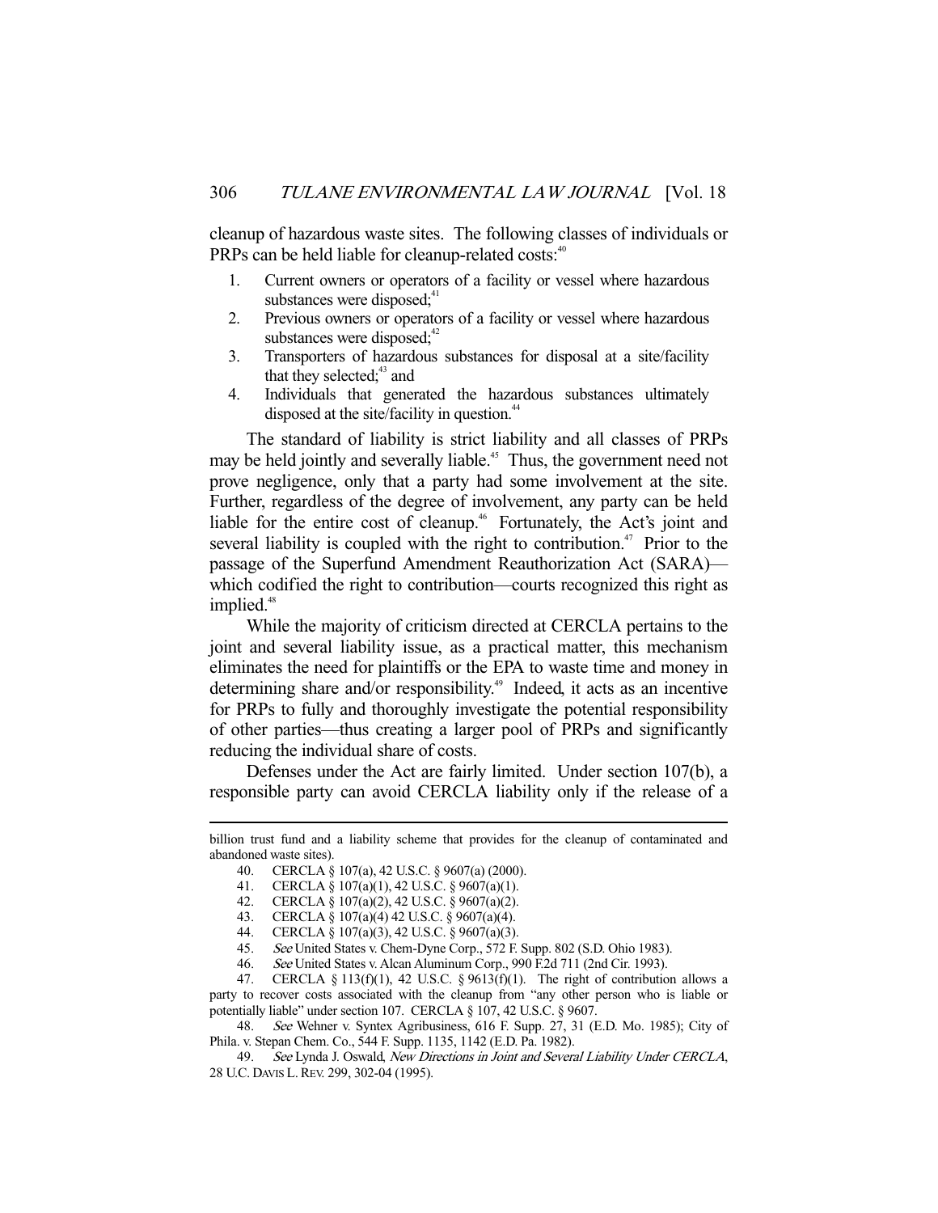cleanup of hazardous waste sites. The following classes of individuals or PRPs can be held liable for cleanup-related costs:[40]

1. Current owners or operators of a facility or vessel where hazardous substances were disposed;[41]
2. Previous owners or operators of a facility or vessel where hazardous substances were disposed;[42]
3. Transporters of hazardous substances for disposal at a site/facility that they selected;[43] and
4. Individuals that generated the hazardous substances ultimately disposed at the site/facility in question.[44]

The standard of liability is strict liability and all classes of PRPs may be held jointly and severally liable.[45] Thus, the government need not prove negligence, only that a party had some involvement at the site. Further, regardless of the degree of involvement, any party can be held liable for the entire cost of cleanup.[46] Fortunately, the Act's joint and several liability is coupled with the right to contribution.[47] Prior to the passage of the Superfund Amendment Reauthorization Act (SARA)—which codified the right to contribution—courts recognized this right as implied.[48]

While the majority of criticism directed at CERCLA pertains to the joint and several liability issue, as a practical matter, this mechanism eliminates the need for plaintiffs or the EPA to waste time and money in determining share and/or responsibility.[49] Indeed, it acts as an incentive for PRPs to fully and thoroughly investigate the potential responsibility of other parties—thus creating a larger pool of PRPs and significantly reducing the individual share of costs.

Defenses under the Act are fairly limited. Under section 107(b), a responsible party can avoid CERCLA liability only if the release of a

---

billion trust fund and a liability scheme that provides for the cleanup of contaminated and abandoned waste sites).

40. CERCLA § 107(a), 42 U.S.C. § 9607(a) (2000).
41. CERCLA § 107(a)(1), 42 U.S.C. § 9607(a)(1).
42. CERCLA § 107(a)(2), 42 U.S.C. § 9607(a)(2).
43. CERCLA § 107(a)(4) 42 U.S.C. § 9607(a)(4).
44. CERCLA § 107(a)(3), 42 U.S.C. § 9607(a)(3).
45. *See* United States v. Chem-Dyne Corp., 572 F. Supp. 802 (S.D. Ohio 1983).
46. *See* United States v. Alcan Aluminum Corp., 990 F.2d 711 (2nd Cir. 1993).
47. CERCLA § 113(f)(1), 42 U.S.C. § 9613(f)(1). The right of contribution allows a party to recover costs associated with the cleanup from "any other person who is liable or potentially liable" under section 107. CERCLA § 107, 42 U.S.C. § 9607.
48. *See* Wehner v. Syntex Agribusiness, 616 F. Supp. 27, 31 (E.D. Mo. 1985); City of Phila. v. Stepan Chem. Co., 544 F. Supp. 1135, 1142 (E.D. Pa. 1982).
49. *See* Lynda J. Oswald, *New Directions in Joint and Several Liability Under CERCLA*, 28 U.C. DAVIS L. REV. 299, 302-04 (1995).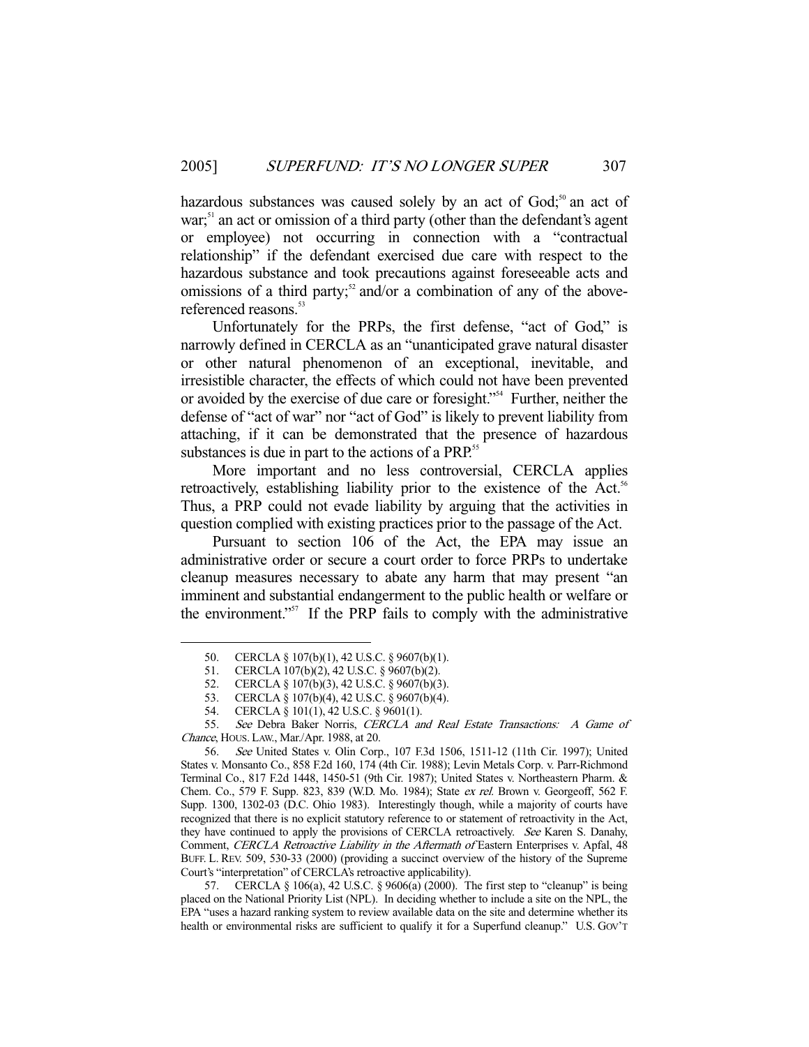hazardous substances was caused solely by an act of God;[50] an act of war;[51] an act or omission of a third party (other than the defendant's agent or employee) not occurring in connection with a "contractual relationship" if the defendant exercised due care with respect to the hazardous substance and took precautions against foreseeable acts and omissions of a third party;[52] and/or a combination of any of the above-referenced reasons.[53]

Unfortunately for the PRPs, the first defense, "act of God," is narrowly defined in CERCLA as an "unanticipated grave natural disaster or other natural phenomenon of an exceptional, inevitable, and irresistible character, the effects of which could not have been prevented or avoided by the exercise of due care or foresight."[54] Further, neither the defense of "act of war" nor "act of God" is likely to prevent liability from attaching, if it can be demonstrated that the presence of hazardous substances is due in part to the actions of a PRP.[55]

More important and no less controversial, CERCLA applies retroactively, establishing liability prior to the existence of the Act.[56] Thus, a PRP could not evade liability by arguing that the activities in question complied with existing practices prior to the passage of the Act.

Pursuant to section 106 of the Act, the EPA may issue an administrative order or secure a court order to force PRPs to undertake cleanup measures necessary to abate any harm that may present "an imminent and substantial endangerment to the public health or welfare or the environment."[57] If the PRP fails to comply with the administrative

---

50. CERCLA § 107(b)(1), 42 U.S.C. § 9607(b)(1).

51. CERCLA 107(b)(2), 42 U.S.C. § 9607(b)(2).

52. CERCLA § 107(b)(3), 42 U.S.C. § 9607(b)(3).

53. CERCLA § 107(b)(4), 42 U.S.C. § 9607(b)(4).

54. CERCLA § 101(1), 42 U.S.C. § 9601(1).

55. *See* Debra Baker Norris, *CERCLA and Real Estate Transactions: A Game of Chance*, HOUS. LAW., Mar./Apr. 1988, at 20.

56. *See* United States v. Olin Corp., 107 F.3d 1506, 1511-12 (11th Cir. 1997); United States v. Monsanto Co., 858 F.2d 160, 174 (4th Cir. 1988); Levin Metals Corp. v. Parr-Richmond Terminal Co., 817 F.2d 1448, 1450-51 (9th Cir. 1987); United States v. Northeastern Pharm. & Chem. Co., 579 F. Supp. 823, 839 (W.D. Mo. 1984); State *ex rel.* Brown v. Georgeoff, 562 F. Supp. 1300, 1302-03 (D.C. Ohio 1983). Interestingly though, while a majority of courts have recognized that there is no explicit statutory reference to or statement of retroactivity in the Act, they have continued to apply the provisions of CERCLA retroactively. *See* Karen S. Danahy, Comment, *CERCLA Retroactive Liability in the Aftermath of* Eastern Enterprises v. Apfal, 48 BUFF. L. REV. 509, 530-33 (2000) (providing a succinct overview of the history of the Supreme Court's "interpretation" of CERCLA's retroactive applicability).

57. CERCLA § 106(a), 42 U.S.C. § 9606(a) (2000). The first step to "cleanup" is being placed on the National Priority List (NPL). In deciding whether to include a site on the NPL, the EPA "uses a hazard ranking system to review available data on the site and determine whether its health or environmental risks are sufficient to qualify it for a Superfund cleanup." U.S. GOV'T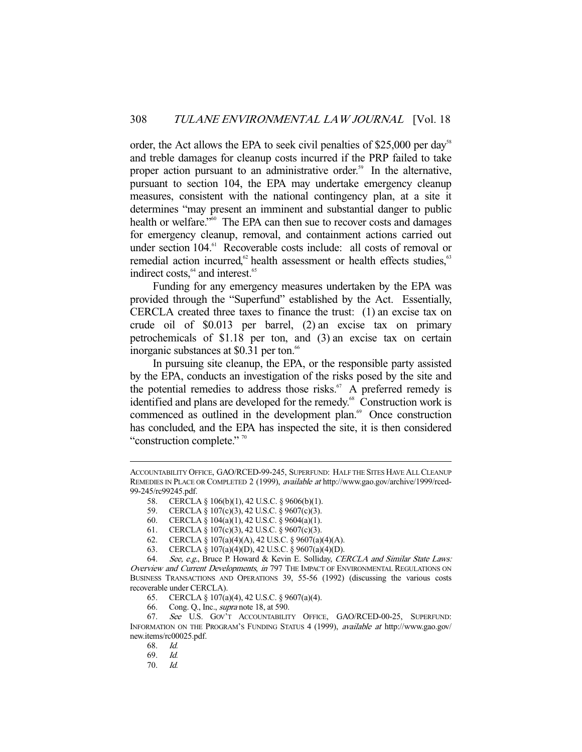order, the Act allows the EPA to seek civil penalties of $25,000 per day[58] and treble damages for cleanup costs incurred if the PRP failed to take proper action pursuant to an administrative order.[59] In the alternative, pursuant to section 104, the EPA may undertake emergency cleanup measures, consistent with the national contingency plan, at a site it determines "may present an imminent and substantial danger to public health or welfare."[60] The EPA can then sue to recover costs and damages for emergency cleanup, removal, and containment actions carried out under section 104.[61] Recoverable costs include: all costs of removal or remedial action incurred,[62] health assessment or health effects studies,[63] indirect costs,[64] and interest.[65]

Funding for any emergency measures undertaken by the EPA was provided through the "Superfund" established by the Act. Essentially, CERCLA created three taxes to finance the trust: (1) an excise tax on crude oil of $0.013 per barrel, (2) an excise tax on primary petrochemicals of $1.18 per ton, and (3) an excise tax on certain inorganic substances at $0.31 per ton.[66]

In pursuing site cleanup, the EPA, or the responsible party assisted by the EPA, conducts an investigation of the risks posed by the site and the potential remedies to address those risks.[67] A preferred remedy is identified and plans are developed for the remedy.[68] Construction work is commenced as outlined in the development plan.[69] Once construction has concluded, and the EPA has inspected the site, it is then considered "construction complete."[70]

---

ACCOUNTABILITY OFFICE, GAO/RCED-99-245, SUPERFUND: HALF THE SITES HAVE ALL CLEANUP REMEDIES IN PLACE OR COMPLETED 2 (1999), *available at* http://www.gao.gov/archive/1999/rced-99-245/rc99245.pdf.

58. CERCLA § 106(b)(1), 42 U.S.C. § 9606(b)(1).

59. CERCLA § 107(c)(3), 42 U.S.C. § 9607(c)(3).

60. CERCLA § 104(a)(1), 42 U.S.C. § 9604(a)(1).

61. CERCLA § 107(c)(3), 42 U.S.C. § 9607(c)(3).

62. CERCLA § 107(a)(4)(A), 42 U.S.C. § 9607(a)(4)(A).

63. CERCLA § 107(a)(4)(D), 42 U.S.C. § 9607(a)(4)(D).

64. *See, e.g.*, Bruce P. Howard & Kevin E. Solliday, *CERCLA and Similar State Laws: Overview and Current Developments*, *in* 797 THE IMPACT OF ENVIRONMENTAL REGULATIONS ON BUSINESS TRANSACTIONS AND OPERATIONS 39, 55-56 (1992) (discussing the various costs recoverable under CERCLA).

65. CERCLA § 107(a)(4), 42 U.S.C. § 9607(a)(4).

66. Cong. Q., Inc., *supra* note 18, at 590.

67. *See* U.S. GOV'T ACCOUNTABILITY OFFICE, GAO/RCED-00-25, SUPERFUND: INFORMATION ON THE PROGRAM'S FUNDING STATUS 4 (1999), *available at* http://www.gao.gov/new.items/rc00025.pdf.

68. *Id.*

69. *Id.*

70. *Id.*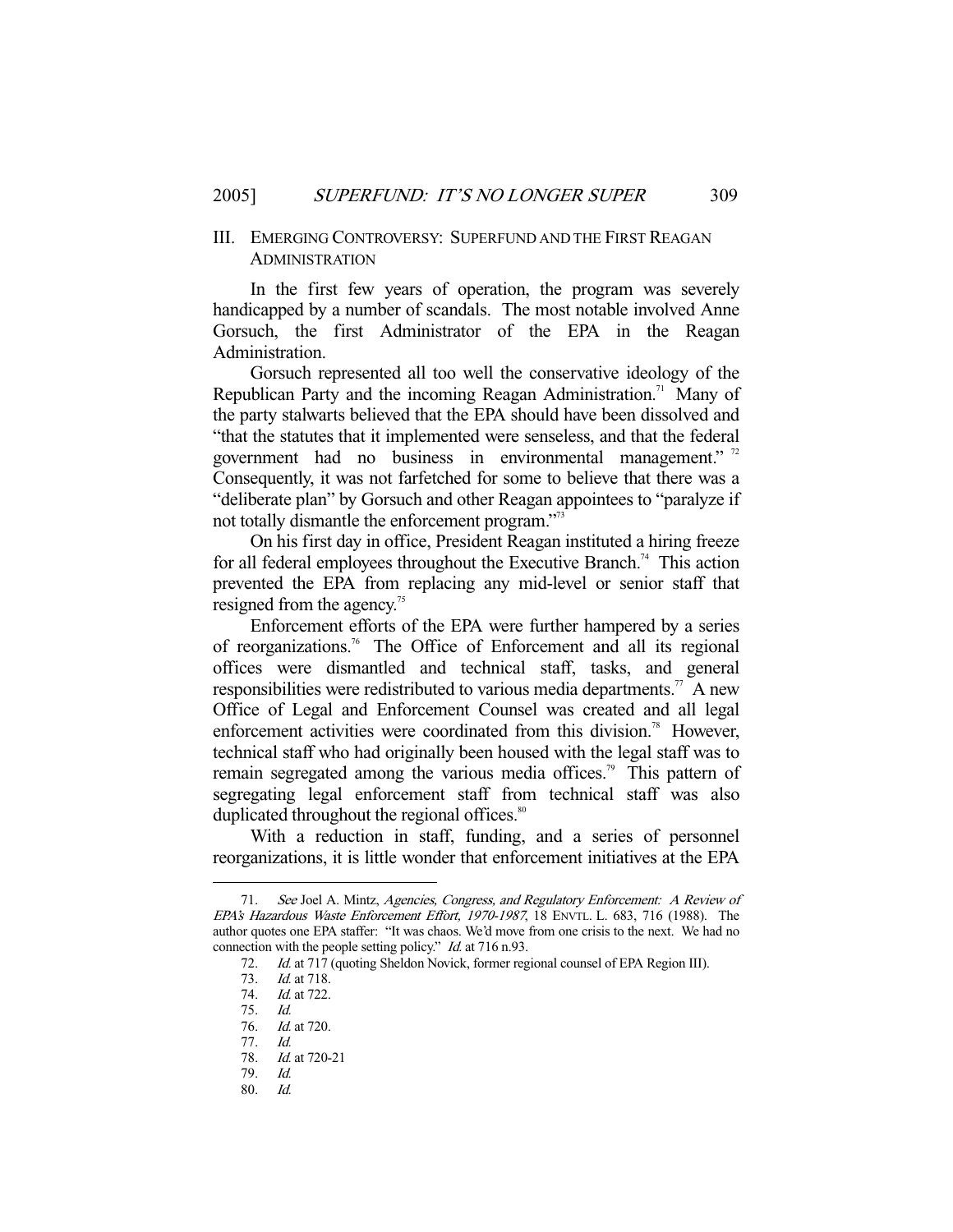## III. EMERGING CONTROVERSY: SUPERFUND AND THE FIRST REAGAN ADMINISTRATION

In the first few years of operation, the program was severely handicapped by a number of scandals. The most notable involved Anne Gorsuch, the first Administrator of the EPA in the Reagan Administration.

Gorsuch represented all too well the conservative ideology of the Republican Party and the incoming Reagan Administration.[71] Many of the party stalwarts believed that the EPA should have been dissolved and "that the statutes that it implemented were senseless, and that the federal government had no business in environmental management." [72] Consequently, it was not farfetched for some to believe that there was a "deliberate plan" by Gorsuch and other Reagan appointees to "paralyze if not totally dismantle the enforcement program."[73]

On his first day in office, President Reagan instituted a hiring freeze for all federal employees throughout the Executive Branch.[74] This action prevented the EPA from replacing any mid-level or senior staff that resigned from the agency.[75]

Enforcement efforts of the EPA were further hampered by a series of reorganizations.[76] The Office of Enforcement and all its regional offices were dismantled and technical staff, tasks, and general responsibilities were redistributed to various media departments.[77] A new Office of Legal and Enforcement Counsel was created and all legal enforcement activities were coordinated from this division.[78] However, technical staff who had originally been housed with the legal staff was to remain segregated among the various media offices.[79] This pattern of segregating legal enforcement staff from technical staff was also duplicated throughout the regional offices.[80]

With a reduction in staff, funding, and a series of personnel reorganizations, it is little wonder that enforcement initiatives at the EPA

---

71. *See* Joel A. Mintz, *Agencies, Congress, and Regulatory Enforcement: A Review of EPA's Hazardous Waste Enforcement Effort, 1970-1987*, 18 ENVTL. L. 683, 716 (1988). The author quotes one EPA staffer: "It was chaos. We'd move from one crisis to the next. We had no connection with the people setting policy." *Id.* at 716 n.93.

72. *Id.* at 717 (quoting Sheldon Novick, former regional counsel of EPA Region III).

73. *Id.* at 718.

74. *Id.* at 722.

75. *Id.*

76. *Id.* at 720.

77. *Id.*

78. *Id.* at 720-21

79. *Id.*

80. *Id.*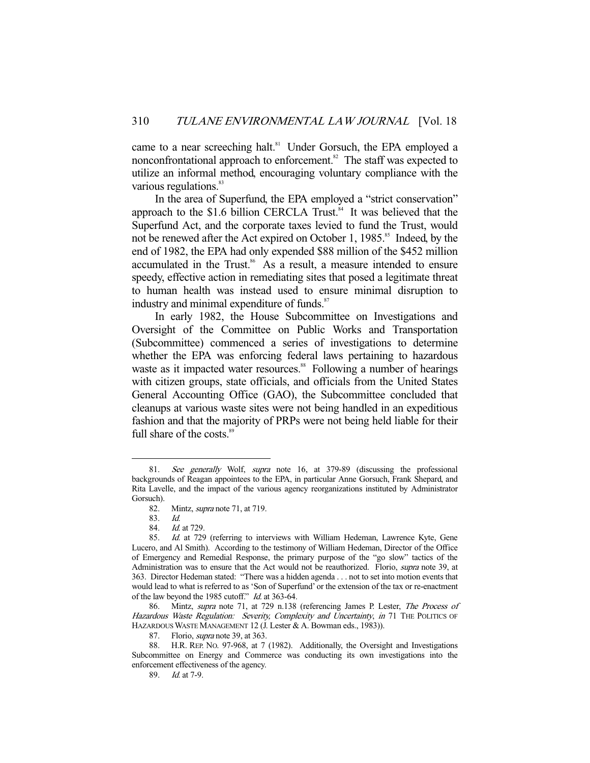came to a near screeching halt.[81] Under Gorsuch, the EPA employed a nonconfrontational approach to enforcement.[82] The staff was expected to utilize an informal method, encouraging voluntary compliance with the various regulations.[83]

In the area of Superfund, the EPA employed a "strict conservation" approach to the $1.6 billion CERCLA Trust.[84] It was believed that the Superfund Act, and the corporate taxes levied to fund the Trust, would not be renewed after the Act expired on October 1, 1985.[85] Indeed, by the end of 1982, the EPA had only expended $88 million of the $452 million accumulated in the Trust.[86] As a result, a measure intended to ensure speedy, effective action in remediating sites that posed a legitimate threat to human health was instead used to ensure minimal disruption to industry and minimal expenditure of funds.[87]

In early 1982, the House Subcommittee on Investigations and Oversight of the Committee on Public Works and Transportation (Subcommittee) commenced a series of investigations to determine whether the EPA was enforcing federal laws pertaining to hazardous waste as it impacted water resources.[88] Following a number of hearings with citizen groups, state officials, and officials from the United States General Accounting Office (GAO), the Subcommittee concluded that cleanups at various waste sites were not being handled in an expeditious fashion and that the majority of PRPs were not being held liable for their full share of the costs.[89]

---

81. *See generally* Wolf, *supra* note 16, at 379-89 (discussing the professional backgrounds of Reagan appointees to the EPA, in particular Anne Gorsuch, Frank Shepard, and Rita Lavelle, and the impact of the various agency reorganizations instituted by Administrator Gorsuch).

82. Mintz, *supra* note 71, at 719.

83. *Id.*

84. *Id.* at 729.

85. *Id.* at 729 (referring to interviews with William Hedeman, Lawrence Kyte, Gene Lucero, and Al Smith). According to the testimony of William Hedeman, Director of the Office of Emergency and Remedial Response, the primary purpose of the "go slow" tactics of the Administration was to ensure that the Act would not be reauthorized. Florio, *supra* note 39, at 363. Director Hedeman stated: "There was a hidden agenda . . . not to set into motion events that would lead to what is referred to as 'Son of Superfund' or the extension of the tax or re-enactment of the law beyond the 1985 cutoff." *Id.* at 363-64.

86. Mintz, *supra* note 71, at 729 n.138 (referencing James P. Lester, *The Process of Hazardous Waste Regulation: Severity, Complexity and Uncertainty*, *in* 71 THE POLITICS OF HAZARDOUS WASTE MANAGEMENT 12 (J. Lester & A. Bowman eds., 1983)).

87. Florio, *supra* note 39, at 363.

88. H.R. REP. NO. 97-968, at 7 (1982). Additionally, the Oversight and Investigations Subcommittee on Energy and Commerce was conducting its own investigations into the enforcement effectiveness of the agency.

89. *Id.* at 7-9.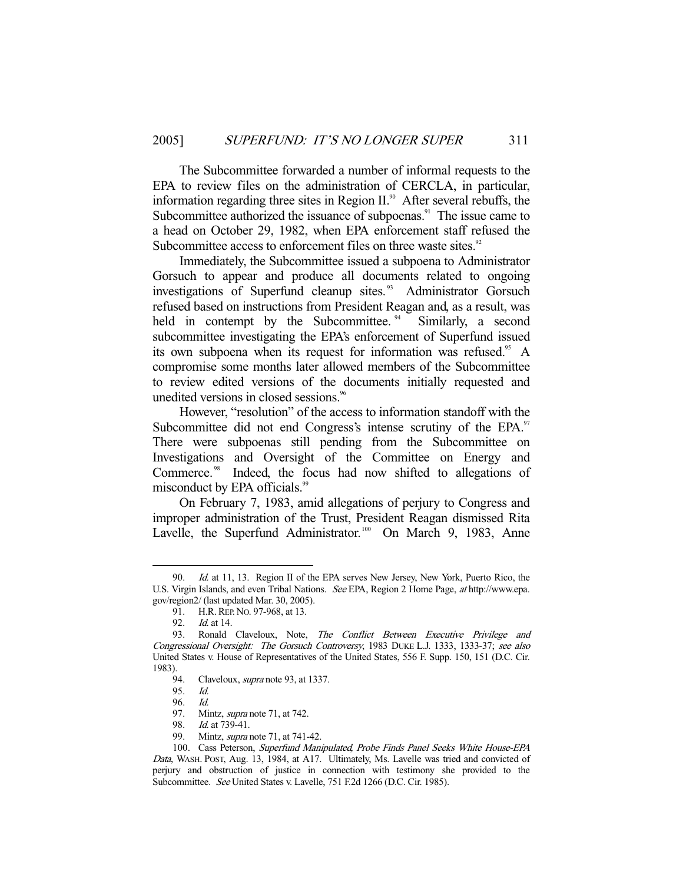The Subcommittee forwarded a number of informal requests to the EPA to review files on the administration of CERCLA, in particular, information regarding three sites in Region II.[90] After several rebuffs, the Subcommittee authorized the issuance of subpoenas.[91] The issue came to a head on October 29, 1982, when EPA enforcement staff refused the Subcommittee access to enforcement files on three waste sites.[92]

Immediately, the Subcommittee issued a subpoena to Administrator Gorsuch to appear and produce all documents related to ongoing investigations of Superfund cleanup sites.[93] Administrator Gorsuch refused based on instructions from President Reagan and, as a result, was held in contempt by the Subcommittee.[94] Similarly, a second subcommittee investigating the EPA's enforcement of Superfund issued its own subpoena when its request for information was refused.[95] A compromise some months later allowed members of the Subcommittee to review edited versions of the documents initially requested and unedited versions in closed sessions.[96]

However, "resolution" of the access to information standoff with the Subcommittee did not end Congress's intense scrutiny of the EPA.[97] There were subpoenas still pending from the Subcommittee on Investigations and Oversight of the Committee on Energy and Commerce.[98] Indeed, the focus had now shifted to allegations of misconduct by EPA officials.[99]

On February 7, 1983, amid allegations of perjury to Congress and improper administration of the Trust, President Reagan dismissed Rita Lavelle, the Superfund Administrator.[100] On March 9, 1983, Anne

---

90. *Id.* at 11, 13. Region II of the EPA serves New Jersey, New York, Puerto Rico, the U.S. Virgin Islands, and even Tribal Nations. *See* EPA, Region 2 Home Page, *at* http://www.epa.gov/region2/ (last updated Mar. 30, 2005).

91. H.R. REP. NO. 97-968, at 13.

92. *Id.* at 14.

93. Ronald Claveloux, Note, *The Conflict Between Executive Privilege and Congressional Oversight: The Gorsuch Controversy*, 1983 DUKE L.J. 1333, 1333-37; *see also* United States v. House of Representatives of the United States, 556 F. Supp. 150, 151 (D.C. Cir. 1983).

94. Claveloux, *supra* note 93, at 1337.

95. *Id.*

96. *Id.*

97. Mintz, *supra* note 71, at 742.

98. *Id.* at 739-41.

99. Mintz, *supra* note 71, at 741-42.

100. Cass Peterson, *Superfund Manipulated, Probe Finds Panel Seeks White House-EPA Data*, WASH. POST, Aug. 13, 1984, at A17. Ultimately, Ms. Lavelle was tried and convicted of perjury and obstruction of justice in connection with testimony she provided to the Subcommittee. *See* United States v. Lavelle, 751 F.2d 1266 (D.C. Cir. 1985).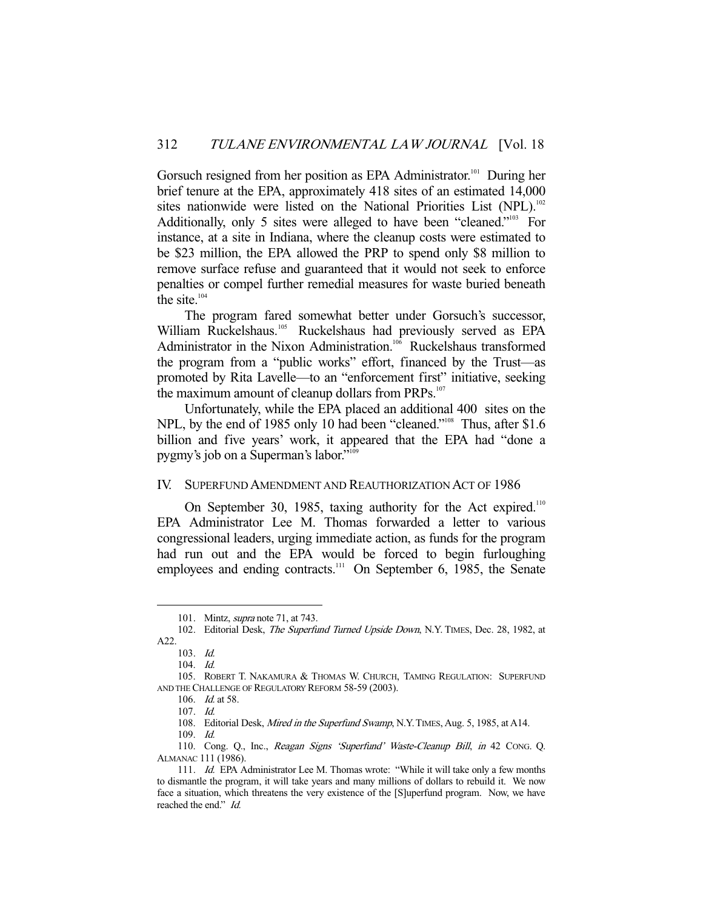Gorsuch resigned from her position as EPA Administrator.[101] During her brief tenure at the EPA, approximately 418 sites of an estimated 14,000 sites nationwide were listed on the National Priorities List (NPL).[102] Additionally, only 5 sites were alleged to have been "cleaned."[103] For instance, at a site in Indiana, where the cleanup costs were estimated to be $23 million, the EPA allowed the PRP to spend only $8 million to remove surface refuse and guaranteed that it would not seek to enforce penalties or compel further remedial measures for waste buried beneath the site.[104]

The program fared somewhat better under Gorsuch's successor, William Ruckelshaus.[105] Ruckelshaus had previously served as EPA Administrator in the Nixon Administration.[106] Ruckelshaus transformed the program from a "public works" effort, financed by the Trust—as promoted by Rita Lavelle—to an "enforcement first" initiative, seeking the maximum amount of cleanup dollars from PRPs.[107]

Unfortunately, while the EPA placed an additional 400 sites on the NPL, by the end of 1985 only 10 had been "cleaned."[108] Thus, after $1.6 billion and five years' work, it appeared that the EPA had "done a pygmy's job on a Superman's labor."[109]

## IV. SUPERFUND AMENDMENT AND REAUTHORIZATION ACT OF 1986

On September 30, 1985, taxing authority for the Act expired.[110] EPA Administrator Lee M. Thomas forwarded a letter to various congressional leaders, urging immediate action, as funds for the program had run out and the EPA would be forced to begin furloughing employees and ending contracts.[111] On September 6, 1985, the Senate

---

101. Mintz, *supra* note 71, at 743.

102. Editorial Desk, *The Superfund Turned Upside Down*, N.Y. TIMES, Dec. 28, 1982, at A22.

103. *Id.*

104. *Id.*

105. ROBERT T. NAKAMURA & THOMAS W. CHURCH, TAMING REGULATION: SUPERFUND AND THE CHALLENGE OF REGULATORY REFORM 58-59 (2003).

106. *Id.* at 58.

107. *Id.*

108. Editorial Desk, *Mired in the Superfund Swamp*, N.Y. TIMES, Aug. 5, 1985, at A14.

109. *Id.*

110. Cong. Q., Inc., *Reagan Signs 'Superfund' Waste-Cleanup Bill*, *in* 42 CONG. Q. ALMANAC 111 (1986).

111. *Id.* EPA Administrator Lee M. Thomas wrote: "While it will take only a few months to dismantle the program, it will take years and many millions of dollars to rebuild it. We now face a situation, which threatens the very existence of the [S]uperfund program. Now, we have reached the end." *Id.*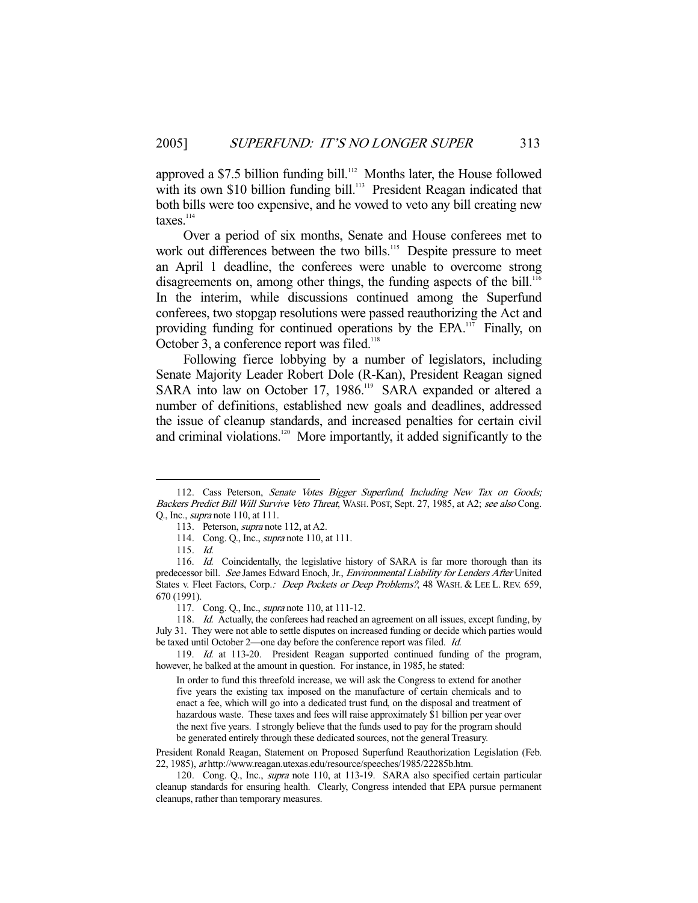approved a $7.5 billion funding bill.[112] Months later, the House followed with its own $10 billion funding bill.[113] President Reagan indicated that both bills were too expensive, and he vowed to veto any bill creating new taxes.[114]

Over a period of six months, Senate and House conferees met to work out differences between the two bills.[115] Despite pressure to meet an April 1 deadline, the conferees were unable to overcome strong disagreements on, among other things, the funding aspects of the bill.[116] In the interim, while discussions continued among the Superfund conferees, two stopgap resolutions were passed reauthorizing the Act and providing funding for continued operations by the EPA.[117] Finally, on October 3, a conference report was filed.[118]

Following fierce lobbying by a number of legislators, including Senate Majority Leader Robert Dole (R-Kan), President Reagan signed SARA into law on October 17, 1986.[119] SARA expanded or altered a number of definitions, established new goals and deadlines, addressed the issue of cleanup standards, and increased penalties for certain civil and criminal violations.[120] More importantly, it added significantly to the

---

112. Cass Peterson, *Senate Votes Bigger Superfund, Including New Tax on Goods; Backers Predict Bill Will Survive Veto Threat*, WASH. POST, Sept. 27, 1985, at A2; *see also* Cong. Q., Inc., *supra* note 110, at 111.

113. Peterson, *supra* note 112, at A2.

114. Cong. Q., Inc., *supra* note 110, at 111.

115. *Id.*

116. *Id.* Coincidentally, the legislative history of SARA is far more thorough than its predecessor bill. *See* James Edward Enoch, Jr., *Environmental Liability for Lenders After* United States v. Fleet Factors, Corp.*: Deep Pockets or Deep Problems?*, 48 WASH. & LEE L. REV. 659, 670 (1991).

117. Cong. Q., Inc., *supra* note 110, at 111-12.

118. *Id.* Actually, the conferees had reached an agreement on all issues, except funding, by July 31. They were not able to settle disputes on increased funding or decide which parties would be taxed until October 2—one day before the conference report was filed. *Id.*

119. *Id.* at 113-20. President Reagan supported continued funding of the program, however, he balked at the amount in question. For instance, in 1985, he stated:

> In order to fund this threefold increase, we will ask the Congress to extend for another five years the existing tax imposed on the manufacture of certain chemicals and to enact a fee, which will go into a dedicated trust fund, on the disposal and treatment of hazardous waste. These taxes and fees will raise approximately $1 billion per year over the next five years. I strongly believe that the funds used to pay for the program should be generated entirely through these dedicated sources, not the general Treasury.

President Ronald Reagan, Statement on Proposed Superfund Reauthorization Legislation (Feb. 22, 1985), *at* http://www.reagan.utexas.edu/resource/speeches/1985/22285b.htm.

120. Cong. Q., Inc., *supra* note 110, at 113-19. SARA also specified certain particular cleanup standards for ensuring health. Clearly, Congress intended that EPA pursue permanent cleanups, rather than temporary measures.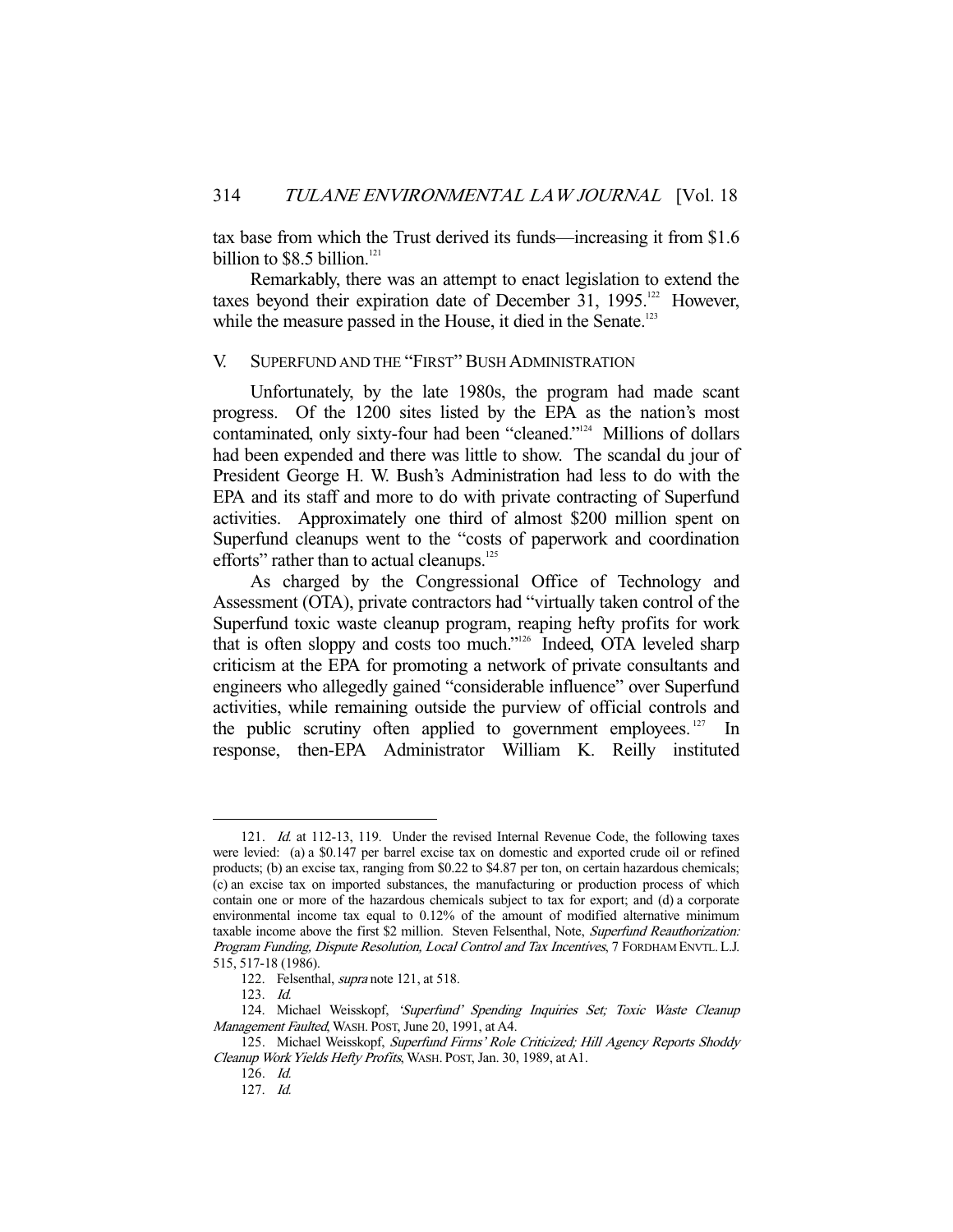tax base from which the Trust derived its funds—increasing it from $1.6 billion to $8.5 billion.[121]

Remarkably, there was an attempt to enact legislation to extend the taxes beyond their expiration date of December 31, 1995.[122] However, while the measure passed in the House, it died in the Senate.[123]

## V. SUPERFUND AND THE "FIRST" BUSH ADMINISTRATION

Unfortunately, by the late 1980s, the program had made scant progress. Of the 1200 sites listed by the EPA as the nation's most contaminated, only sixty-four had been "cleaned."[124] Millions of dollars had been expended and there was little to show. The scandal du jour of President George H. W. Bush's Administration had less to do with the EPA and its staff and more to do with private contracting of Superfund activities. Approximately one third of almost $200 million spent on Superfund cleanups went to the "costs of paperwork and coordination efforts" rather than to actual cleanups.[125]

As charged by the Congressional Office of Technology and Assessment (OTA), private contractors had "virtually taken control of the Superfund toxic waste cleanup program, reaping hefty profits for work that is often sloppy and costs too much."[126] Indeed, OTA leveled sharp criticism at the EPA for promoting a network of private consultants and engineers who allegedly gained "considerable influence" over Superfund activities, while remaining outside the purview of official controls and the public scrutiny often applied to government employees.[127] In response, then-EPA Administrator William K. Reilly instituted

---

121. *Id.* at 112-13, 119. Under the revised Internal Revenue Code, the following taxes were levied: (a) a $0.147 per barrel excise tax on domestic and exported crude oil or refined products; (b) an excise tax, ranging from $0.22 to $4.87 per ton, on certain hazardous chemicals; (c) an excise tax on imported substances, the manufacturing or production process of which contain one or more of the hazardous chemicals subject to tax for export; and (d) a corporate environmental income tax equal to 0.12% of the amount of modified alternative minimum taxable income above the first $2 million. Steven Felsenthal, Note, *Superfund Reauthorization: Program Funding, Dispute Resolution, Local Control and Tax Incentives*, 7 FORDHAM ENVTL. L.J. 515, 517-18 (1986).

122. Felsenthal, *supra* note 121, at 518.

123. *Id.*

124. Michael Weisskopf, *'Superfund' Spending Inquiries Set; Toxic Waste Cleanup Management Faulted*, WASH. POST, June 20, 1991, at A4.

125. Michael Weisskopf, *Superfund Firms' Role Criticized; Hill Agency Reports Shoddy Cleanup Work Yields Hefty Profits*, WASH. POST, Jan. 30, 1989, at A1.

126. *Id.*

127. *Id.*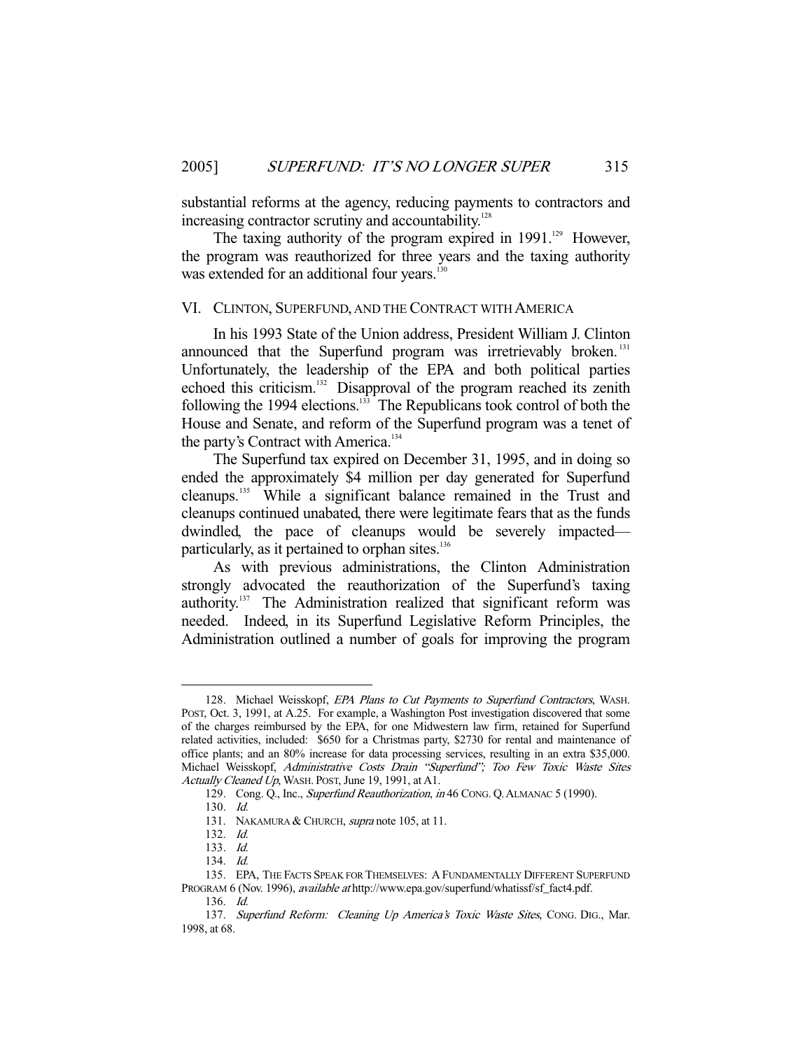substantial reforms at the agency, reducing payments to contractors and increasing contractor scrutiny and accountability.[128]

The taxing authority of the program expired in 1991.[129] However, the program was reauthorized for three years and the taxing authority was extended for an additional four years.[130]

## VI. CLINTON, SUPERFUND, AND THE CONTRACT WITH AMERICA

In his 1993 State of the Union address, President William J. Clinton announced that the Superfund program was irretrievably broken.[131] Unfortunately, the leadership of the EPA and both political parties echoed this criticism.[132] Disapproval of the program reached its zenith following the 1994 elections.[133] The Republicans took control of both the House and Senate, and reform of the Superfund program was a tenet of the party's Contract with America.[134]

The Superfund tax expired on December 31, 1995, and in doing so ended the approximately $4 million per day generated for Superfund cleanups.[135] While a significant balance remained in the Trust and cleanups continued unabated, there were legitimate fears that as the funds dwindled, the pace of cleanups would be severely impacted—particularly, as it pertained to orphan sites.[136]

As with previous administrations, the Clinton Administration strongly advocated the reauthorization of the Superfund's taxing authority.[137] The Administration realized that significant reform was needed. Indeed, in its Superfund Legislative Reform Principles, the Administration outlined a number of goals for improving the program

---

128. Michael Weisskopf, *EPA Plans to Cut Payments to Superfund Contractors*, WASH. POST, Oct. 3, 1991, at A.25. For example, a Washington Post investigation discovered that some of the charges reimbursed by the EPA, for one Midwestern law firm, retained for Superfund related activities, included: $650 for a Christmas party, $2730 for rental and maintenance of office plants; and an 80% increase for data processing services, resulting in an extra $35,000. Michael Weisskopf, *Administrative Costs Drain "Superfund"; Too Few Toxic Waste Sites Actually Cleaned Up*, WASH. POST, June 19, 1991, at A1.

129. Cong. Q., Inc., *Superfund Reauthorization*, *in* 46 CONG. Q. ALMANAC 5 (1990).

130. *Id.*

131. NAKAMURA & CHURCH, *supra* note 105, at 11.

132. *Id.*

133. *Id.*

134. *Id.*

135. EPA, THE FACTS SPEAK FOR THEMSELVES: A FUNDAMENTALLY DIFFERENT SUPERFUND PROGRAM 6 (Nov. 1996), *available at* http://www.epa.gov/superfund/whatissf/sf_fact4.pdf.

136. *Id.*

137. *Superfund Reform: Cleaning Up America's Toxic Waste Sites*, CONG. DIG., Mar. 1998, at 68.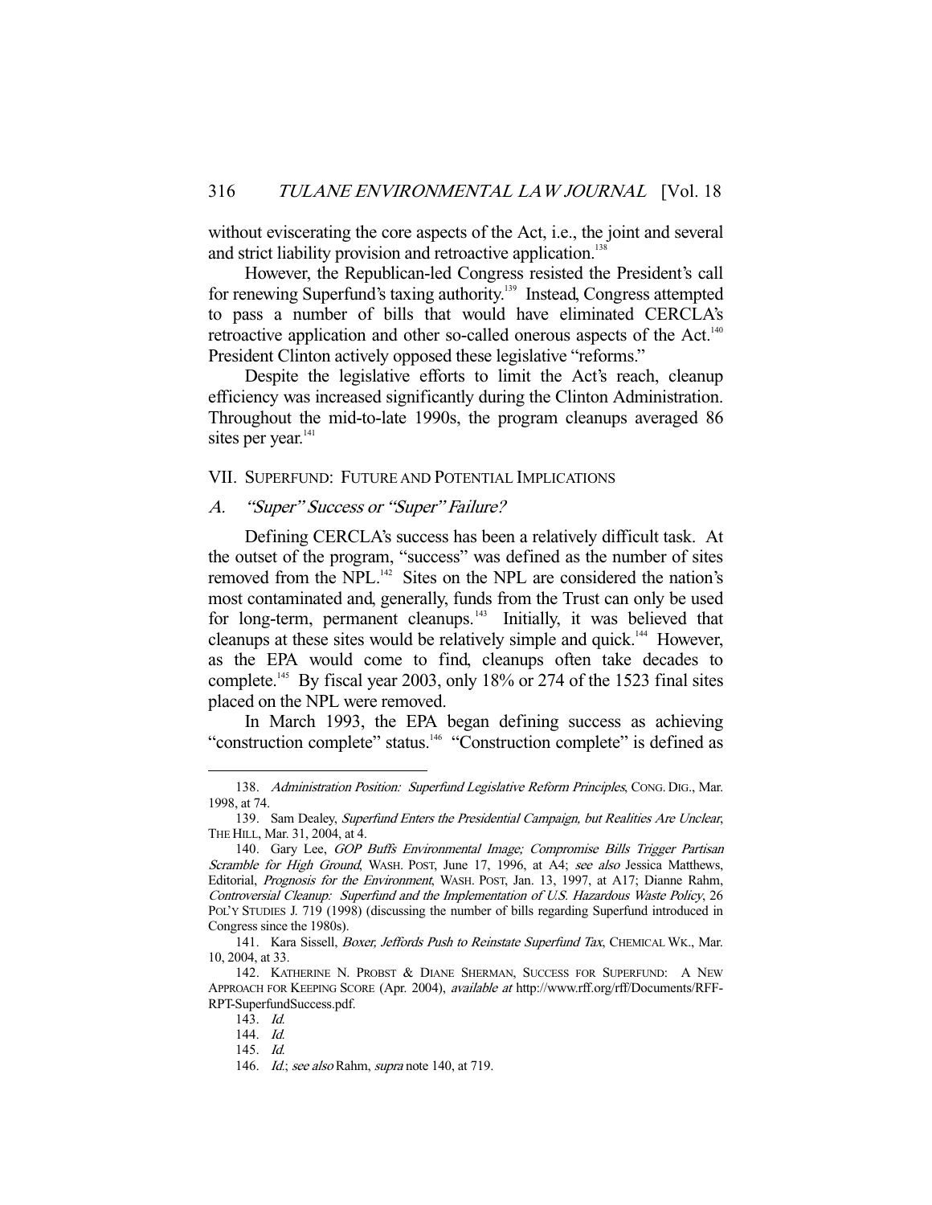without eviscerating the core aspects of the Act, i.e., the joint and several and strict liability provision and retroactive application.[138]

However, the Republican-led Congress resisted the President's call for renewing Superfund's taxing authority.[139] Instead, Congress attempted to pass a number of bills that would have eliminated CERCLA's retroactive application and other so-called onerous aspects of the Act.[140] President Clinton actively opposed these legislative "reforms."

Despite the legislative efforts to limit the Act's reach, cleanup efficiency was increased significantly during the Clinton Administration. Throughout the mid-to-late 1990s, the program cleanups averaged 86 sites per year.[141]

## VII. Superfund: Future and Potential Implications

### A. *"Super" Success or "Super" Failure?*

Defining CERCLA's success has been a relatively difficult task. At the outset of the program, "success" was defined as the number of sites removed from the NPL.[142] Sites on the NPL are considered the nation's most contaminated and, generally, funds from the Trust can only be used for long-term, permanent cleanups.[143] Initially, it was believed that cleanups at these sites would be relatively simple and quick.[144] However, as the EPA would come to find, cleanups often take decades to complete.[145] By fiscal year 2003, only 18% or 274 of the 1523 final sites placed on the NPL were removed.

In March 1993, the EPA began defining success as achieving "construction complete" status.[146] "Construction complete" is defined as

---

138. *Administration Position: Superfund Legislative Reform Principles*, Cong. Dig., Mar. 1998, at 74.

139. Sam Dealey, *Superfund Enters the Presidential Campaign, but Realities Are Unclear*, The Hill, Mar. 31, 2004, at 4.

140. Gary Lee, *GOP Buffs Environmental Image; Compromise Bills Trigger Partisan Scramble for High Ground*, Wash. Post, June 17, 1996, at A4; *see also* Jessica Matthews, Editorial, *Prognosis for the Environment*, Wash. Post, Jan. 13, 1997, at A17; Dianne Rahm, *Controversial Cleanup: Superfund and the Implementation of U.S. Hazardous Waste Policy*, 26 Pol'y Studies J. 719 (1998) (discussing the number of bills regarding Superfund introduced in Congress since the 1980s).

141. Kara Sissell, *Boxer, Jeffords Push to Reinstate Superfund Tax*, Chemical Wk., Mar. 10, 2004, at 33.

142. Katherine N. Probst & Diane Sherman, Success for Superfund: A New Approach for Keeping Score (Apr. 2004), *available at* http://www.rff.org/rff/Documents/RFF-RPT-SuperfundSuccess.pdf.

143. *Id.*

144. *Id.*

145. *Id.*

146. *Id.*; *see also* Rahm, *supra* note 140, at 719.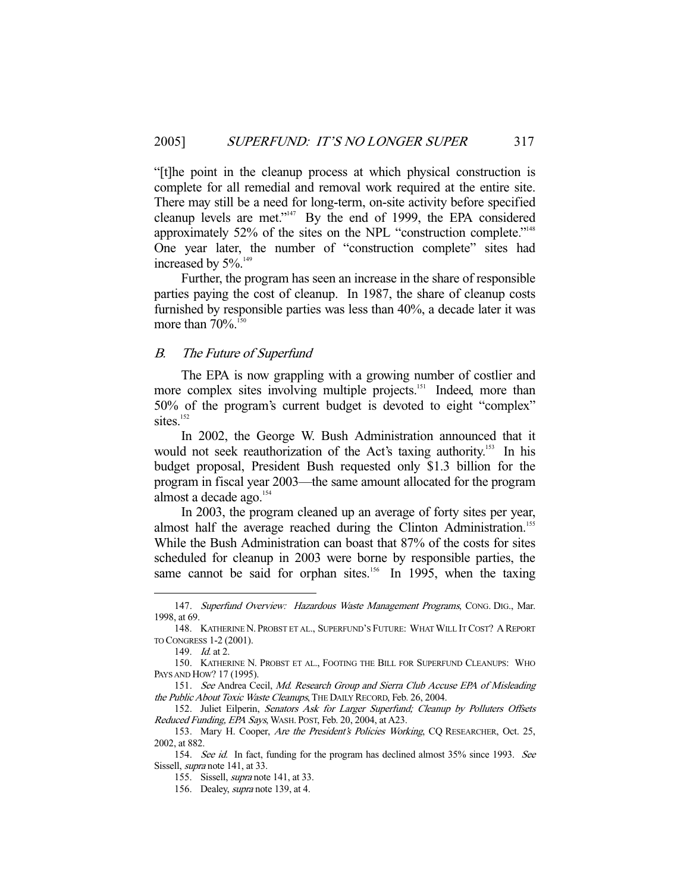"[t]he point in the cleanup process at which physical construction is complete for all remedial and removal work required at the entire site. There may still be a need for long-term, on-site activity before specified cleanup levels are met."[147] By the end of 1999, the EPA considered approximately 52% of the sites on the NPL "construction complete."[148] One year later, the number of "construction complete" sites had increased by 5%.[149]

Further, the program has seen an increase in the share of responsible parties paying the cost of cleanup. In 1987, the share of cleanup costs furnished by responsible parties was less than 40%, a decade later it was more than 70%.[150]

### B. *The Future of Superfund*

The EPA is now grappling with a growing number of costlier and more complex sites involving multiple projects.[151] Indeed, more than 50% of the program's current budget is devoted to eight "complex" sites.[152]

In 2002, the George W. Bush Administration announced that it would not seek reauthorization of the Act's taxing authority.[153] In his budget proposal, President Bush requested only $1.3 billion for the program in fiscal year 2003—the same amount allocated for the program almost a decade ago.[154]

In 2003, the program cleaned up an average of forty sites per year, almost half the average reached during the Clinton Administration.[155] While the Bush Administration can boast that 87% of the costs for sites scheduled for cleanup in 2003 were borne by responsible parties, the same cannot be said for orphan sites.[156] In 1995, when the taxing

---

147. *Superfund Overview: Hazardous Waste Management Programs*, CONG. DIG., Mar. 1998, at 69.

148. KATHERINE N. PROBST ET AL., SUPERFUND'S FUTURE: WHAT WILL IT COST? A REPORT TO CONGRESS 1-2 (2001).

149. *Id.* at 2.

150. KATHERINE N. PROBST ET AL., FOOTING THE BILL FOR SUPERFUND CLEANUPS: WHO PAYS AND HOW? 17 (1995).

151. *See* Andrea Cecil, *Md. Research Group and Sierra Club Accuse EPA of Misleading the Public About Toxic Waste Cleanups*, THE DAILY RECORD, Feb. 26, 2004.

152. Juliet Eilperin, *Senators Ask for Larger Superfund; Cleanup by Polluters Offsets Reduced Funding, EPA Says*, WASH. POST, Feb. 20, 2004, at A23.

153. Mary H. Cooper, *Are the President's Policies Working*, CQ RESEARCHER, Oct. 25, 2002, at 882.

154. *See id.* In fact, funding for the program has declined almost 35% since 1993. *See* Sissell, *supra* note 141, at 33.

155. Sissell, *supra* note 141, at 33.

156. Dealey, *supra* note 139, at 4.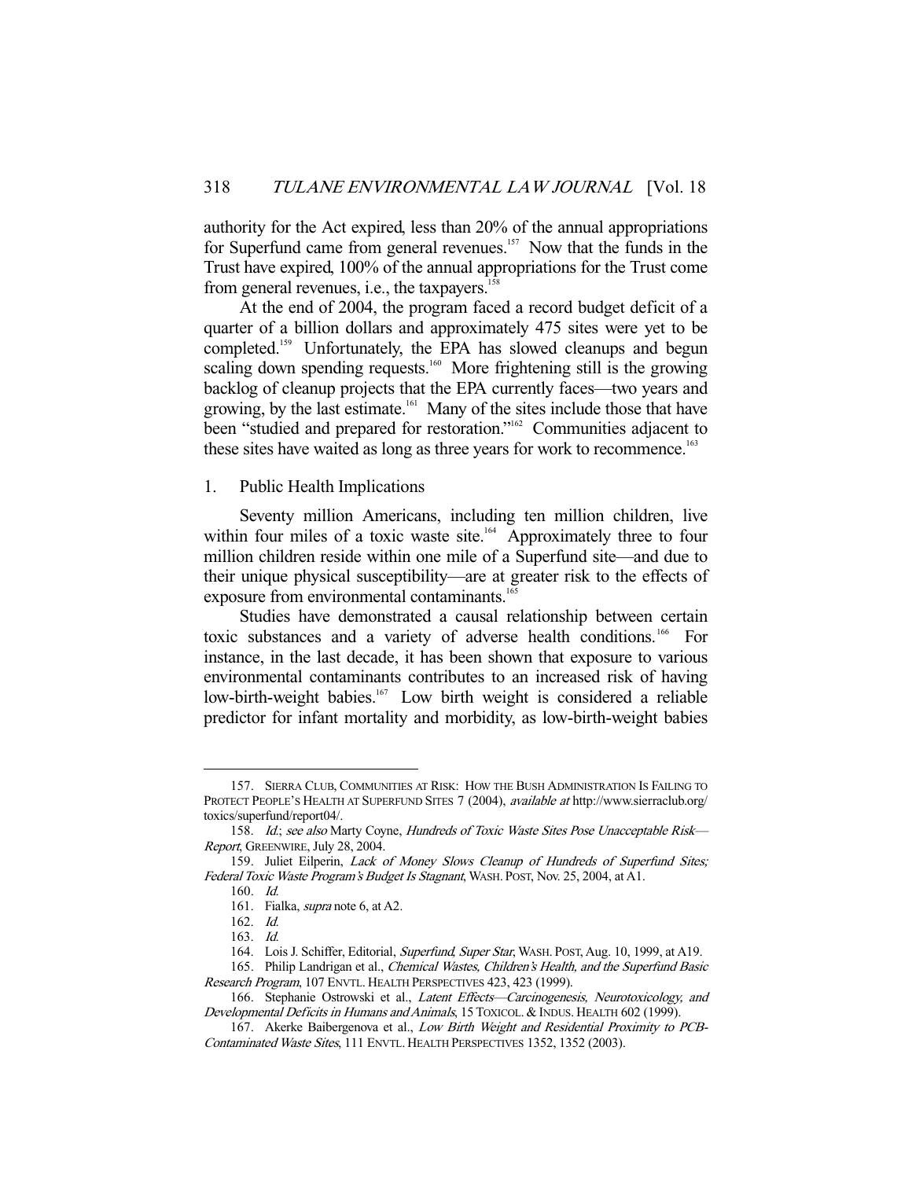authority for the Act expired, less than 20% of the annual appropriations for Superfund came from general revenues.[157] Now that the funds in the Trust have expired, 100% of the annual appropriations for the Trust come from general revenues, i.e., the taxpayers.[158]

At the end of 2004, the program faced a record budget deficit of a quarter of a billion dollars and approximately 475 sites were yet to be completed.[159] Unfortunately, the EPA has slowed cleanups and begun scaling down spending requests.[160] More frightening still is the growing backlog of cleanup projects that the EPA currently faces—two years and growing, by the last estimate.[161] Many of the sites include those that have been "studied and prepared for restoration."[162] Communities adjacent to these sites have waited as long as three years for work to recommence.[163]

### 1. Public Health Implications

Seventy million Americans, including ten million children, live within four miles of a toxic waste site.[164] Approximately three to four million children reside within one mile of a Superfund site—and due to their unique physical susceptibility—are at greater risk to the effects of exposure from environmental contaminants.[165]

Studies have demonstrated a causal relationship between certain toxic substances and a variety of adverse health conditions.[166] For instance, in the last decade, it has been shown that exposure to various environmental contaminants contributes to an increased risk of having low-birth-weight babies.[167] Low birth weight is considered a reliable predictor for infant mortality and morbidity, as low-birth-weight babies

---

157. SIERRA CLUB, COMMUNITIES AT RISK: HOW THE BUSH ADMINISTRATION IS FAILING TO PROTECT PEOPLE'S HEALTH AT SUPERFUND SITES 7 (2004), *available at* http://www.sierraclub.org/toxics/superfund/report04/.

158. *Id.*; *see also* Marty Coyne, *Hundreds of Toxic Waste Sites Pose Unacceptable Risk—Report*, GREENWIRE, July 28, 2004.

159. Juliet Eilperin, *Lack of Money Slows Cleanup of Hundreds of Superfund Sites; Federal Toxic Waste Program's Budget Is Stagnant*, WASH. POST, Nov. 25, 2004, at A1.

160. *Id.*

161. Fialka, *supra* note 6, at A2.

162. *Id.*

163. *Id.*

164. Lois J. Schiffer, Editorial, *Superfund, Super Star*, WASH. POST, Aug. 10, 1999, at A19.

165. Philip Landrigan et al., *Chemical Wastes, Children's Health, and the Superfund Basic Research Program*, 107 ENVTL. HEALTH PERSPECTIVES 423, 423 (1999).

166. Stephanie Ostrowski et al., *Latent Effects—Carcinogenesis, Neurotoxicology, and Developmental Deficits in Humans and Animals*, 15 TOXICOL. & INDUS. HEALTH 602 (1999).

167. Akerke Baibergenova et al., *Low Birth Weight and Residential Proximity to PCB-Contaminated Waste Sites*, 111 ENVTL. HEALTH PERSPECTIVES 1352, 1352 (2003).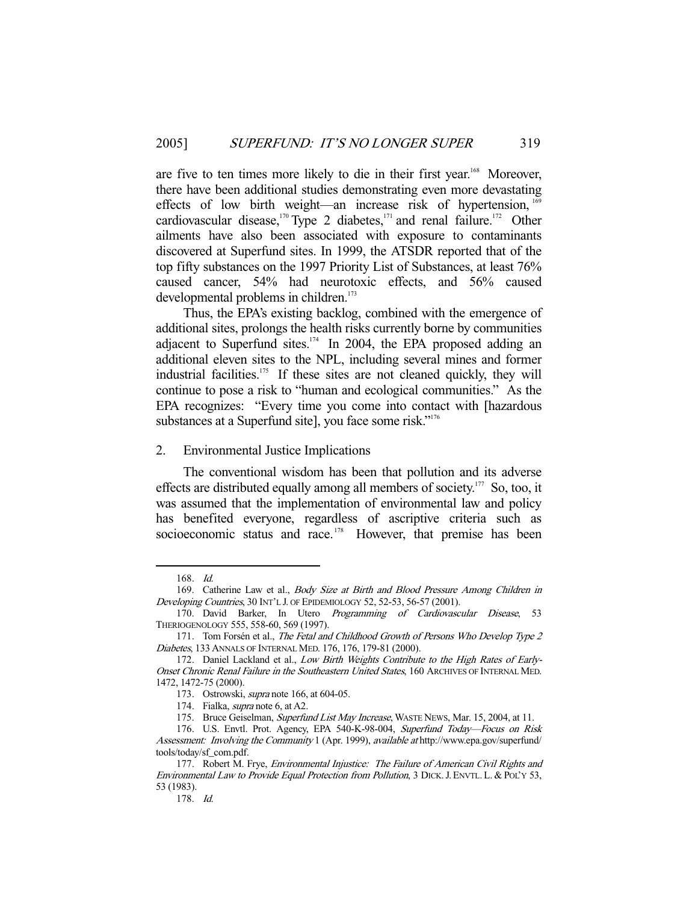are five to ten times more likely to die in their first year.[168] Moreover, there have been additional studies demonstrating even more devastating effects of low birth weight—an increase risk of hypertension,[169] cardiovascular disease,[170] Type 2 diabetes,[171] and renal failure.[172] Other ailments have also been associated with exposure to contaminants discovered at Superfund sites. In 1999, the ATSDR reported that of the top fifty substances on the 1997 Priority List of Substances, at least 76% caused cancer, 54% had neurotoxic effects, and 56% caused developmental problems in children.[173]

Thus, the EPA's existing backlog, combined with the emergence of additional sites, prolongs the health risks currently borne by communities adjacent to Superfund sites.[174] In 2004, the EPA proposed adding an additional eleven sites to the NPL, including several mines and former industrial facilities.[175] If these sites are not cleaned quickly, they will continue to pose a risk to "human and ecological communities." As the EPA recognizes: "Every time you come into contact with [hazardous substances at a Superfund site], you face some risk."[176]

## 2. Environmental Justice Implications

The conventional wisdom has been that pollution and its adverse effects are distributed equally among all members of society.[177] So, too, it was assumed that the implementation of environmental law and policy has benefited everyone, regardless of ascriptive criteria such as socioeconomic status and race.[178] However, that premise has been

---

168. *Id.*

169. Catherine Law et al., *Body Size at Birth and Blood Pressure Among Children in Developing Countries*, 30 INT'L J. OF EPIDEMIOLOGY 52, 52-53, 56-57 (2001).

170. David Barker, In Utero *Programming of Cardiovascular Disease*, 53 THERIOGENOLOGY 555, 558-60, 569 (1997).

171. Tom Forsén et al., *The Fetal and Childhood Growth of Persons Who Develop Type 2 Diabetes*, 133 ANNALS OF INTERNAL MED. 176, 176, 179-81 (2000).

172. Daniel Lackland et al., *Low Birth Weights Contribute to the High Rates of Early-Onset Chronic Renal Failure in the Southeastern United States*, 160 ARCHIVES OF INTERNAL MED. 1472, 1472-75 (2000).

173. Ostrowski, *supra* note 166, at 604-05.

174. Fialka, *supra* note 6, at A2.

175. Bruce Geiselman, *Superfund List May Increase*, WASTE NEWS, Mar. 15, 2004, at 11.

176. U.S. Envtl. Prot. Agency, EPA 540-K-98-004, *Superfund Today—Focus on Risk Assessment: Involving the Community* 1 (Apr. 1999), *available at* http://www.epa.gov/superfund/tools/today/sf_com.pdf.

177. Robert M. Frye, *Environmental Injustice: The Failure of American Civil Rights and Environmental Law to Provide Equal Protection from Pollution*, 3 DICK. J. ENVTL. L. & POL'Y 53, 53 (1983).

178. *Id.*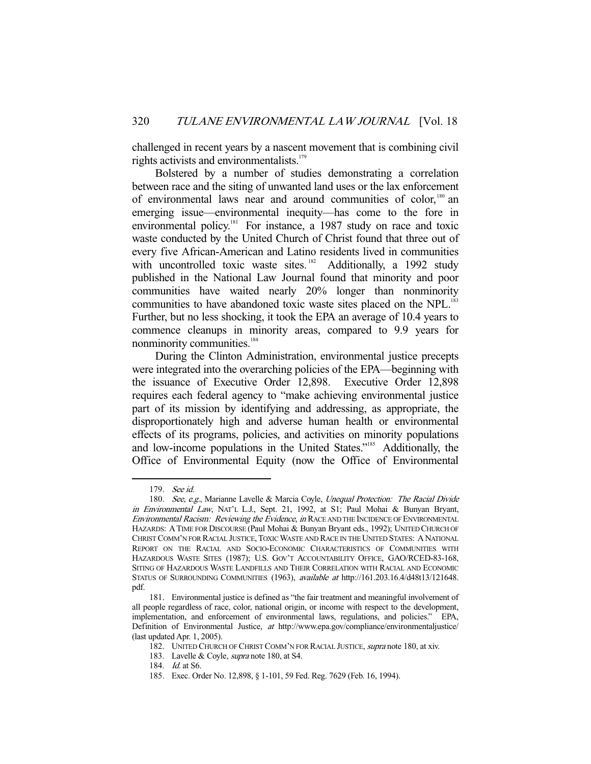challenged in recent years by a nascent movement that is combining civil rights activists and environmentalists.[179]

Bolstered by a number of studies demonstrating a correlation between race and the siting of unwanted land uses or the lax enforcement of environmental laws near and around communities of color,[180] an emerging issue—environmental inequity—has come to the fore in environmental policy.[181] For instance, a 1987 study on race and toxic waste conducted by the United Church of Christ found that three out of every five African-American and Latino residents lived in communities with uncontrolled toxic waste sites.[182] Additionally, a 1992 study published in the National Law Journal found that minority and poor communities have waited nearly 20% longer than nonminority communities to have abandoned toxic waste sites placed on the NPL.[183] Further, but no less shocking, it took the EPA an average of 10.4 years to commence cleanups in minority areas, compared to 9.9 years for nonminority communities.[184]

During the Clinton Administration, environmental justice precepts were integrated into the overarching policies of the EPA—beginning with the issuance of Executive Order 12,898. Executive Order 12,898 requires each federal agency to "make achieving environmental justice part of its mission by identifying and addressing, as appropriate, the disproportionately high and adverse human health or environmental effects of its programs, policies, and activities on minority populations and low-income populations in the United States."[185] Additionally, the Office of Environmental Equity (now the Office of Environmental

---

179. *See id.*

180. *See, e.g.*, Marianne Lavelle & Marcia Coyle, *Unequal Protection: The Racial Divide in Environmental Law*, NAT'L L.J., Sept. 21, 1992, at S1; Paul Mohai & Bunyan Bryant, *Environmental Racism: Reviewing the Evidence*, *in* RACE AND THE INCIDENCE OF ENVIRONMENTAL HAZARDS: A TIME FOR DISCOURSE (Paul Mohai & Bunyan Bryant eds., 1992); UNITED CHURCH OF CHRIST COMM'N FOR RACIAL JUSTICE, TOXIC WASTE AND RACE IN THE UNITED STATES: A NATIONAL REPORT ON THE RACIAL AND SOCIO-ECONOMIC CHARACTERISTICS OF COMMUNITIES WITH HAZARDOUS WASTE SITES (1987); U.S. GOV'T ACCOUNTABILITY OFFICE, GAO/RCED-83-168, SITING OF HAZARDOUS WASTE LANDFILLS AND THEIR CORRELATION WITH RACIAL AND ECONOMIC STATUS OF SURROUNDING COMMUNITIES (1963), *available at* http://161.203.16.4/d48t13/121648.pdf.

181. Environmental justice is defined as "the fair treatment and meaningful involvement of all people regardless of race, color, national origin, or income with respect to the development, implementation, and enforcement of environmental laws, regulations, and policies." EPA, Definition of Environmental Justice, *at* http://www.epa.gov/compliance/environmentaljustice/ (last updated Apr. 1, 2005).

182. UNITED CHURCH OF CHRIST COMM'N FOR RACIAL JUSTICE, *supra* note 180, at xiv.

183. Lavelle & Coyle, *supra* note 180, at S4.

184. *Id.* at S6.

185. Exec. Order No. 12,898, § 1-101, 59 Fed. Reg. 7629 (Feb. 16, 1994).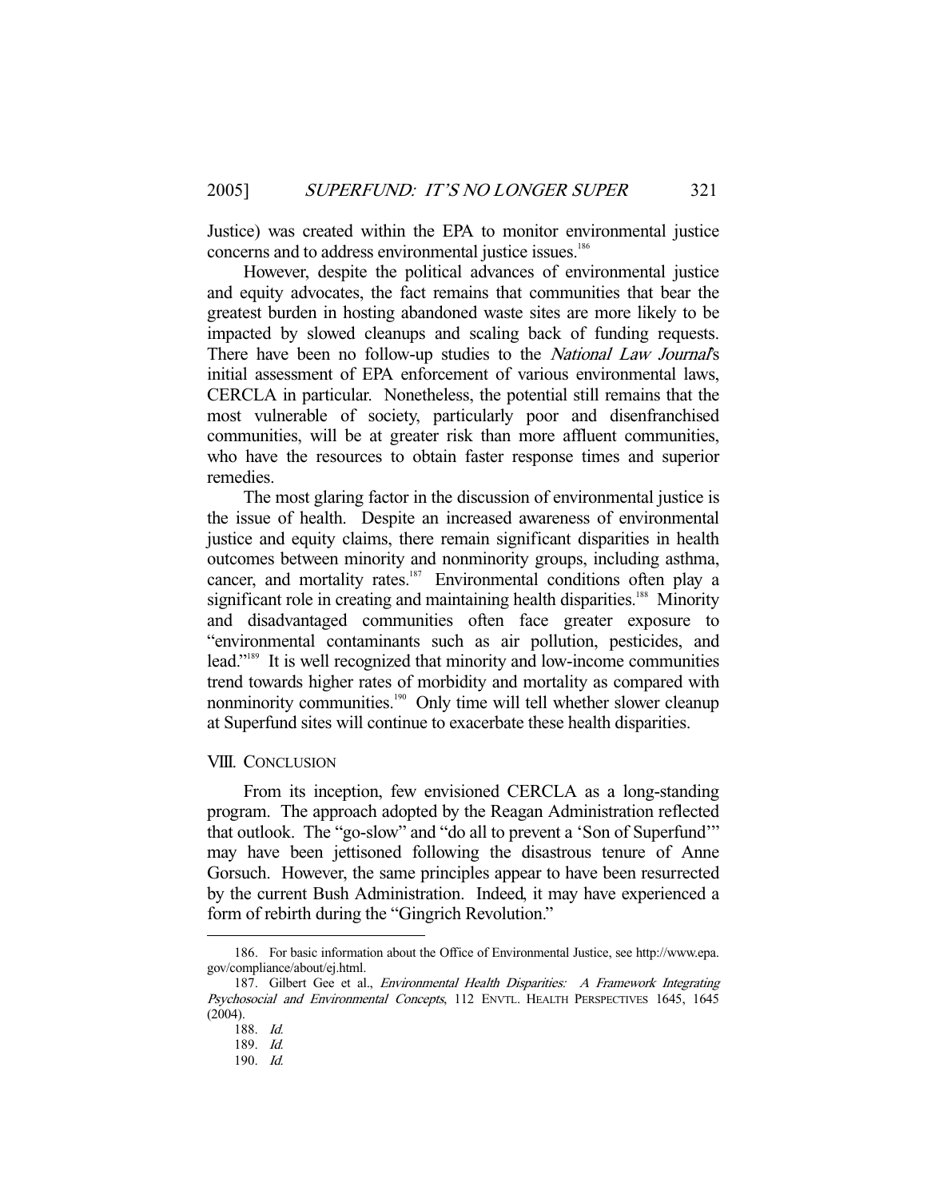Justice) was created within the EPA to monitor environmental justice concerns and to address environmental justice issues.[186]

However, despite the political advances of environmental justice and equity advocates, the fact remains that communities that bear the greatest burden in hosting abandoned waste sites are more likely to be impacted by slowed cleanups and scaling back of funding requests. There have been no follow-up studies to the *National Law Journal*'s initial assessment of EPA enforcement of various environmental laws, CERCLA in particular. Nonetheless, the potential still remains that the most vulnerable of society, particularly poor and disenfranchised communities, will be at greater risk than more affluent communities, who have the resources to obtain faster response times and superior remedies.

The most glaring factor in the discussion of environmental justice is the issue of health. Despite an increased awareness of environmental justice and equity claims, there remain significant disparities in health outcomes between minority and nonminority groups, including asthma, cancer, and mortality rates.[187] Environmental conditions often play a significant role in creating and maintaining health disparities.[188] Minority and disadvantaged communities often face greater exposure to "environmental contaminants such as air pollution, pesticides, and lead."[189] It is well recognized that minority and low-income communities trend towards higher rates of morbidity and mortality as compared with nonminority communities.[190] Only time will tell whether slower cleanup at Superfund sites will continue to exacerbate these health disparities.

## VIII. Conclusion

From its inception, few envisioned CERCLA as a long-standing program. The approach adopted by the Reagan Administration reflected that outlook. The "go-slow" and "do all to prevent a 'Son of Superfund'" may have been jettisoned following the disastrous tenure of Anne Gorsuch. However, the same principles appear to have been resurrected by the current Bush Administration. Indeed, it may have experienced a form of rebirth during the "Gingrich Revolution."

---

186. For basic information about the Office of Environmental Justice, see http://www.epa.gov/compliance/about/ej.html.

187. Gilbert Gee et al., *Environmental Health Disparities: A Framework Integrating Psychosocial and Environmental Concepts*, 112 ENVTL. HEALTH PERSPECTIVES 1645, 1645 (2004).

188. *Id.*

189. *Id.*

190. *Id.*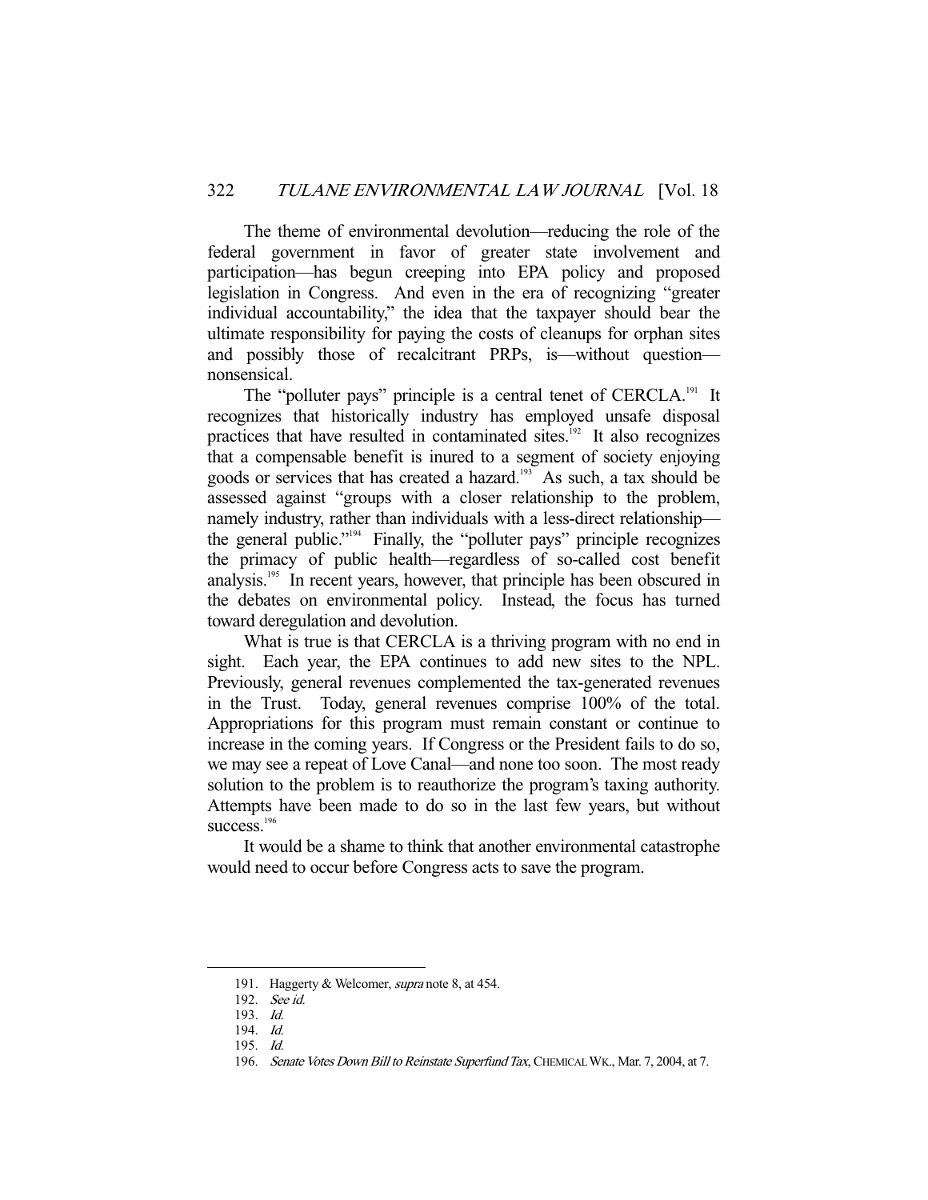The theme of environmental devolution—reducing the role of the federal government in favor of greater state involvement and participation—has begun creeping into EPA policy and proposed legislation in Congress. And even in the era of recognizing "greater individual accountability," the idea that the taxpayer should bear the ultimate responsibility for paying the costs of cleanups for orphan sites and possibly those of recalcitrant PRPs, is—without question—nonsensical.

The "polluter pays" principle is a central tenet of CERCLA.[191] It recognizes that historically industry has employed unsafe disposal practices that have resulted in contaminated sites.[192] It also recognizes that a compensable benefit is inured to a segment of society enjoying goods or services that has created a hazard.[193] As such, a tax should be assessed against "groups with a closer relationship to the problem, namely industry, rather than individuals with a less-direct relationship—the general public."[194] Finally, the "polluter pays" principle recognizes the primacy of public health—regardless of so-called cost benefit analysis.[195] In recent years, however, that principle has been obscured in the debates on environmental policy. Instead, the focus has turned toward deregulation and devolution.

What is true is that CERCLA is a thriving program with no end in sight. Each year, the EPA continues to add new sites to the NPL. Previously, general revenues complemented the tax-generated revenues in the Trust. Today, general revenues comprise 100% of the total. Appropriations for this program must remain constant or continue to increase in the coming years. If Congress or the President fails to do so, we may see a repeat of Love Canal—and none too soon. The most ready solution to the problem is to reauthorize the program's taxing authority. Attempts have been made to do so in the last few years, but without success.[196]

It would be a shame to think that another environmental catastrophe would need to occur before Congress acts to save the program.

---

191. Haggerty & Welcomer, *supra* note 8, at 454.

192. *See id.*

193. *Id.*

194. *Id.*

195. *Id.*

196. *Senate Votes Down Bill to Reinstate Superfund Tax*, CHEMICAL WK., Mar. 7, 2004, at 7.